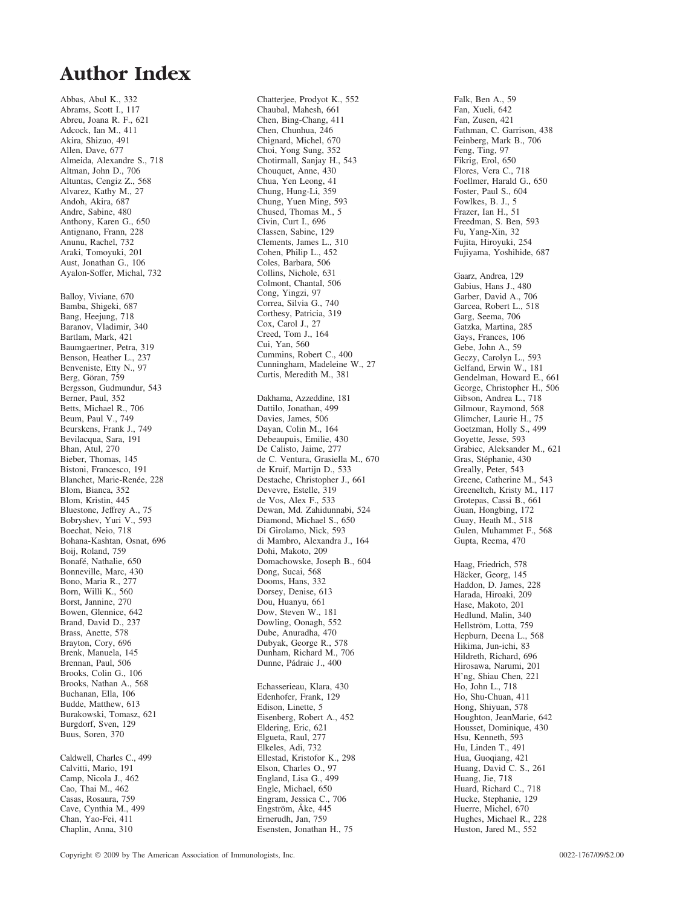# Author Index

Abbas, Abul K., 332
Abrams, Scott I., 117
Abreu, Joana R. F., 621
Adcock, Ian M., 411
Akira, Shizuo, 491
Allen, Dave, 677
Almeida, Alexandre S., 718
Altman, John D., 706
Altuntas, Cengiz Z., 568
Alvarez, Kathy M., 27
Andoh, Akira, 687
Andre, Sabine, 480
Anthony, Karen G., 650
Antignano, Frann, 228
Anunu, Rachel, 732
Araki, Tomoyuki, 201
Aust, Jonathan G., 106
Ayalon-Soffer, Michal, 732

Balloy, Viviane, 670
Bamba, Shigeki, 687
Bang, Heejung, 718
Baranov, Vladimir, 340
Bartlam, Mark, 421
Baumgaertner, Petra, 319
Benson, Heather L., 237
Benveniste, Etty N., 97
Berg, Göran, 759
Bergsson, Gudmundur, 543
Berner, Paul, 352
Betts, Michael R., 706
Beum, Paul V., 749
Beurskens, Frank J., 749
Bevilacqua, Sara, 191
Bhan, Atul, 270
Bieber, Thomas, 145
Bistoni, Francesco, 191
Blanchet, Marie-Renée, 228
Blom, Bianca, 352
Blom, Kristin, 445
Bluestone, Jeffrey A., 75
Bobryshev, Yuri V., 593
Boechat, Neio, 718
Bohana-Kashtan, Osnat, 696
Boij, Roland, 759
Bonafé, Nathalie, 650
Bonneville, Marc, 430
Bono, Maria R., 277
Born, Willi K., 560
Borst, Jannine, 270
Bowen, Glennice, 642
Brand, David D., 237
Brass, Anette, 578
Brayton, Cory, 696
Brenk, Manuela, 145
Brennan, Paul, 506
Brooks, Colin G., 106
Brooks, Nathan A., 568
Buchanan, Ella, 106
Budde, Matthew, 613
Burakowski, Tomasz, 621
Burgdorf, Sven, 129
Buus, Soren, 370

Caldwell, Charles C., 499
Calvitti, Mario, 191
Camp, Nicola J., 462
Cao, Thai M., 462
Casas, Rosaura, 759
Cave, Cynthia M., 499
Chan, Yao-Fei, 411
Chaplin, Anna, 310
Chatterjee, Prodyot K., 552
Chaubal, Mahesh, 661
Chen, Bing-Chang, 411
Chen, Chunhua, 246
Chignard, Michel, 670
Choi, Yong Sung, 352
Chotirmall, Sanjay H., 543
Chouquet, Anne, 430
Chua, Yen Leong, 41
Chung, Hung-Li, 359
Chung, Yuen Ming, 593
Chused, Thomas M., 5
Civin, Curt I., 696
Classen, Sabine, 129
Clements, James L., 310
Cohen, Philip L., 452
Coles, Barbara, 506
Collins, Nichole, 631
Colmont, Chantal, 506
Cong, Yingzi, 97
Correa, Silvia G., 740
Corthesy, Patricia, 319
Cox, Carol J., 27
Creed, Tom J., 164
Cui, Yan, 560
Cummins, Robert C., 400
Cunningham, Madeleine W., 27
Curtis, Meredith M., 381

Dakhama, Azzeddine, 181
Dattilo, Jonathan, 499
Davies, James, 506
Dayan, Colin M., 164
Debeaupuis, Emilie, 430
De Calisto, Jaime, 277
de C. Ventura, Grasiella M., 670
de Kruif, Martijn D., 533
Destache, Christopher J., 661
Devevre, Estelle, 319
de Vos, Alex F., 533
Dewan, Md. Zahidunnabi, 524
Diamond, Michael S., 650
Di Girolamo, Nick, 593
di Mambro, Alexandra J., 164
Dohi, Makoto, 209
Domachowske, Joseph B., 604
Dong, Sucai, 568
Dooms, Hans, 332
Dorsey, Denise, 613
Dou, Huanyu, 661
Dow, Steven W., 181
Dowling, Oonagh, 552
Dube, Anuradha, 470
Dubyak, George R., 578
Dunham, Richard M., 706
Dunne, Pádraic J., 400

Echasserieau, Klara, 430
Edenhofer, Frank, 129
Edison, Linette, 5
Eisenberg, Robert A., 452
Eldering, Eric, 621
Elgueta, Raul, 277
Elkeles, Adi, 732
Ellestad, Kristofor K., 298
Elson, Charles O., 97
England, Lisa G., 499
Engle, Michael, 650
Engram, Jessica C., 706
Engström, Åke, 445
Ernerudh, Jan, 759
Esensten, Jonathan H., 75
Falk, Ben A., 59
Fan, Xueli, 642
Fan, Zusen, 421
Fathman, C. Garrison, 438
Feinberg, Mark B., 706
Feng, Ting, 97
Fikrig, Erol, 650
Flores, Vera C., 718
Foellmer, Harald G., 650
Foster, Paul S., 604
Fowlkes, B. J., 5
Frazer, Ian H., 51
Freedman, S. Ben, 593
Fu, Yang-Xin, 32
Fujita, Hiroyuki, 254
Fujiyama, Yoshihide, 687

Gaarz, Andrea, 129
Gabius, Hans J., 480
Garber, David A., 706
Garcea, Robert L., 518
Garg, Seema, 706
Gatzka, Martina, 285
Gays, Frances, 106
Gebe, John A., 59
Geczy, Carolyn L., 593
Gelfand, Erwin W., 181
Gendelman, Howard E., 661
George, Christopher H., 506
Gibson, Andrea L., 718
Gilmour, Raymond, 568
Glimcher, Laurie H., 75
Goetzman, Holly S., 499
Goyette, Jesse, 593
Grabiec, Aleksander M., 621
Gras, Stéphanie, 430
Greally, Peter, 543
Greene, Catherine M., 543
Greeneltch, Kristy M., 117
Grotepas, Cassi B., 661
Guan, Hongbing, 172
Guay, Heath M., 518
Gulen, Muhammet F., 568
Gupta, Reema, 470

Haag, Friedrich, 578
Häcker, Georg, 145
Haddon, D. James, 228
Harada, Hiroaki, 209
Hase, Makoto, 201
Hedlund, Malin, 340
Hellström, Lotta, 759
Hepburn, Deena L., 568
Hikima, Jun-ichi, 83
Hildreth, Richard, 696
Hirosawa, Narumi, 201
H'ng, Shiau Chen, 221
Ho, John L., 718
Ho, Shu-Chuan, 411
Hong, Shiyuan, 578
Houghton, JeanMarie, 642
Housset, Dominique, 430
Hsu, Kenneth, 593
Hu, Linden T., 491
Hua, Guoqiang, 421
Huang, David C. S., 261
Huang, Jie, 718
Huard, Richard C., 718
Hucke, Stephanie, 129
Huerre, Michel, 670
Hughes, Michael R., 228
Huston, Jared M., 552

Copyright © 2009 by The American Association of Immunologists, Inc. 0022-1767/09/$2.00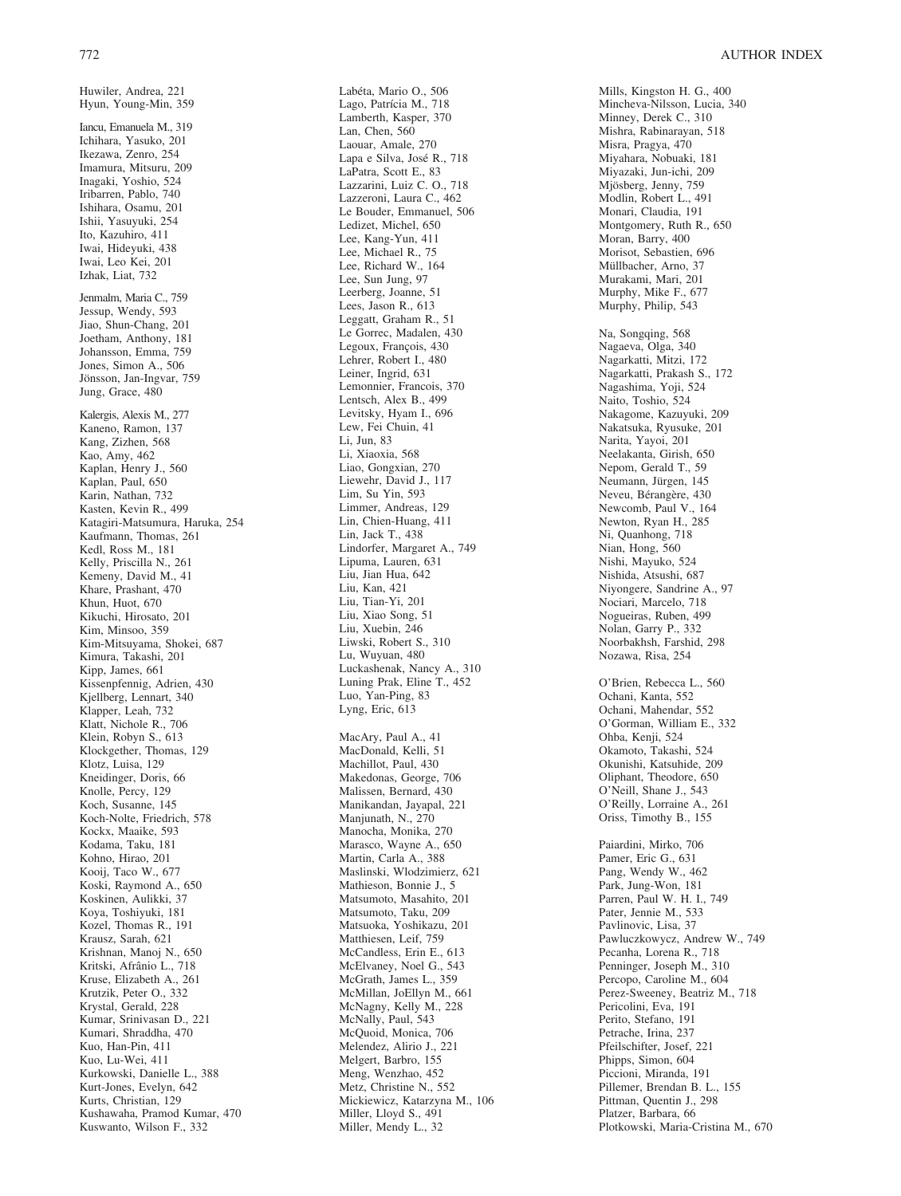Huwiler, Andrea, 221
Hyun, Young-Min, 359

Iancu, Emanuela M., 319
Ichihara, Yasuko, 201
Ikezawa, Zenro, 254
Imamura, Mitsuru, 209
Inagaki, Yoshio, 524
Iribarren, Pablo, 740
Ishihara, Osamu, 201
Ishii, Yasuyuki, 254
Ito, Kazuhiro, 411
Iwai, Hideyuki, 438
Iwai, Leo Kei, 201
Izhak, Liat, 732

Jenmalm, Maria C., 759
Jessup, Wendy, 593
Jiao, Shun-Chang, 201
Joetham, Anthony, 181
Johansson, Emma, 759
Jones, Simon A., 506
Jönsson, Jan-Ingvar, 759
Jung, Grace, 480

Kalergis, Alexis M., 277
Kaneno, Ramon, 137
Kang, Zizhen, 568
Kao, Amy, 462
Kaplan, Henry J., 560
Kaplan, Paul, 650
Karin, Nathan, 732
Kasten, Kevin R., 499
Katagiri-Matsumura, Haruka, 254
Kaufmann, Thomas, 261
Kedl, Ross M., 181
Kelly, Priscilla N., 261
Kemeny, David M., 41
Khare, Prashant, 470
Khun, Huot, 670
Kikuchi, Hirosato, 201
Kim, Minsoo, 359
Kim-Mitsuyama, Shokei, 687
Kimura, Takashi, 201
Kipp, James, 661
Kissenpfennig, Adrien, 430
Kjellberg, Lennart, 340
Klapper, Leah, 732
Klatt, Nichole R., 706
Klein, Robyn S., 613
Klockgether, Thomas, 129
Klotz, Luisa, 129
Kneidinger, Doris, 66
Knolle, Percy, 129
Koch, Susanne, 145
Koch-Nolte, Friedrich, 578
Kockx, Maaike, 593
Kodama, Taku, 181
Kohno, Hirao, 201
Kooij, Taco W., 677
Koski, Raymond A., 650
Koskinen, Aulikki, 37
Koya, Toshiyuki, 181
Kozel, Thomas R., 191
Krausz, Sarah, 621
Krishnan, Manoj N., 650
Kritski, Afrânio L., 718
Kruse, Elizabeth A., 261
Krutzik, Peter O., 332
Krystal, Gerald, 228
Kumar, Srinivasan D., 221
Kumari, Shraddha, 470
Kuo, Han-Pin, 411
Kuo, Lu-Wei, 411
Kurkowski, Danielle L., 388
Kurt-Jones, Evelyn, 642
Kurts, Christian, 129
Kushawaha, Pramod Kumar, 470
Kuswanto, Wilson F., 332

Labéta, Mario O., 506
Lago, Patrícia M., 718
Lamberth, Kasper, 370
Lan, Chen, 560
Laouar, Amale, 270
Lapa e Silva, José R., 718
LaPatra, Scott E., 83
Lazzarini, Luiz C. O., 718
Lazzeroni, Laura C., 462
Le Bouder, Emmanuel, 506
Ledizet, Michel, 650
Lee, Kang-Yun, 411
Lee, Michael R., 75
Lee, Richard W., 164
Lee, Sun Jung, 97
Leerberg, Joanne, 51
Lees, Jason R., 613
Leggatt, Graham R., 51
Le Gorrec, Madalen, 430
Legoux, François, 430
Lehrer, Robert I., 480
Leiner, Ingrid, 631
Lemonnier, Francois, 370
Lentsch, Alex B., 499
Levitsky, Hyam I., 696
Lew, Fei Chuin, 41
Li, Jun, 83
Li, Xiaoxia, 568
Liao, Gongxian, 270
Liewehr, David J., 117
Lim, Su Yin, 593
Limmer, Andreas, 129
Lin, Chien-Huang, 411
Lin, Jack T., 438
Lindorfer, Margaret A., 749
Lipuma, Lauren, 631
Liu, Jian Hua, 642
Liu, Kan, 421
Liu, Tian-Yi, 201
Liu, Xiao Song, 51
Liu, Xuebin, 246
Liwski, Robert S., 310
Lu, Wuyuan, 480
Luckashenak, Nancy A., 310
Luning Prak, Eline T., 452
Luo, Yan-Ping, 83
Lyng, Eric, 613

MacAry, Paul A., 41
MacDonald, Kelli, 51
Machillot, Paul, 430
Makedonas, George, 706
Malissen, Bernard, 430
Manikandan, Jayapal, 221
Manjunath, N., 270
Manocha, Monika, 270
Marasco, Wayne A., 650
Martin, Carla A., 388
Maslinski, Wlodzimierz, 621
Mathieson, Bonnie J., 5
Matsumoto, Masahito, 201
Matsumoto, Taku, 209
Matsuoka, Yoshikazu, 201
Matthiesen, Leif, 759
McCandless, Erin E., 613
McElvaney, Noel G., 543
McGrath, James L., 359
McMillan, JoEllyn M., 661
McNagny, Kelly M., 228
McNally, Paul, 543
McQuoid, Monica, 706
Melendez, Alirio J., 221
Melgert, Barbro, 155
Meng, Wenzhao, 452
Metz, Christine N., 552
Mickiewicz, Katarzyna M., 106
Miller, Lloyd S., 491
Miller, Mendy L., 32
Mills, Kingston H. G., 400
Mincheva-Nilsson, Lucia, 340
Minney, Derek C., 310
Mishra, Rabinarayan, 518
Misra, Pragya, 470
Miyahara, Nobuaki, 181
Miyazaki, Jun-ichi, 209
Mjösberg, Jenny, 759
Modlin, Robert L., 491
Monari, Claudia, 191
Montgomery, Ruth R., 650
Moran, Barry, 400
Morisot, Sebastien, 696
Müllbacher, Arno, 37
Murakami, Mari, 201
Murphy, Mike F., 677
Murphy, Philip, 543

Na, Songqing, 568
Nagaeva, Olga, 340
Nagarkatti, Mitzi, 172
Nagarkatti, Prakash S., 172
Nagashima, Yoji, 524
Naito, Toshio, 524
Nakagome, Kazuyuki, 209
Nakatsuka, Ryusuke, 201
Narita, Yayoi, 201
Neelakanta, Girish, 650
Nepom, Gerald T., 59
Neumann, Jürgen, 145
Neveu, Bérangère, 430
Newcomb, Paul V., 164
Newton, Ryan H., 285
Ni, Quanhong, 718
Nian, Hong, 560
Nishi, Mayuko, 524
Nishida, Atsushi, 687
Niyongere, Sandrine A., 97
Nociari, Marcelo, 718
Nogueiras, Ruben, 499
Nolan, Garry P., 332
Noorbakhsh, Farshid, 298
Nozawa, Risa, 254

O'Brien, Rebecca L., 560
Ochani, Kanta, 552
Ochani, Mahendar, 552
O'Gorman, William E., 332
Ohba, Kenji, 524
Okamoto, Takashi, 524
Okunishi, Katsuhide, 209
Oliphant, Theodore, 650
O'Neill, Shane J., 543
O'Reilly, Lorraine A., 261
Oriss, Timothy B., 155

Paiardini, Mirko, 706
Pamer, Eric G., 631
Pang, Wendy W., 462
Park, Jung-Won, 181
Parren, Paul W. H. I., 749
Pater, Jennie M., 533
Pavlinovic, Lisa, 37
Pawluczkowycz, Andrew W., 749
Pecanha, Lorena R., 718
Penninger, Joseph M., 310
Percopo, Caroline M., 604
Perez-Sweeney, Beatriz M., 718
Pericolini, Eva, 191
Perito, Stefano, 191
Petrache, Irina, 237
Pfeilschifter, Josef, 221
Phipps, Simon, 604
Piccioni, Miranda, 191
Pillemer, Brendan B. L., 155
Pittman, Quentin J., 298
Platzer, Barbara, 66
Plotkowski, Maria-Cristina M., 670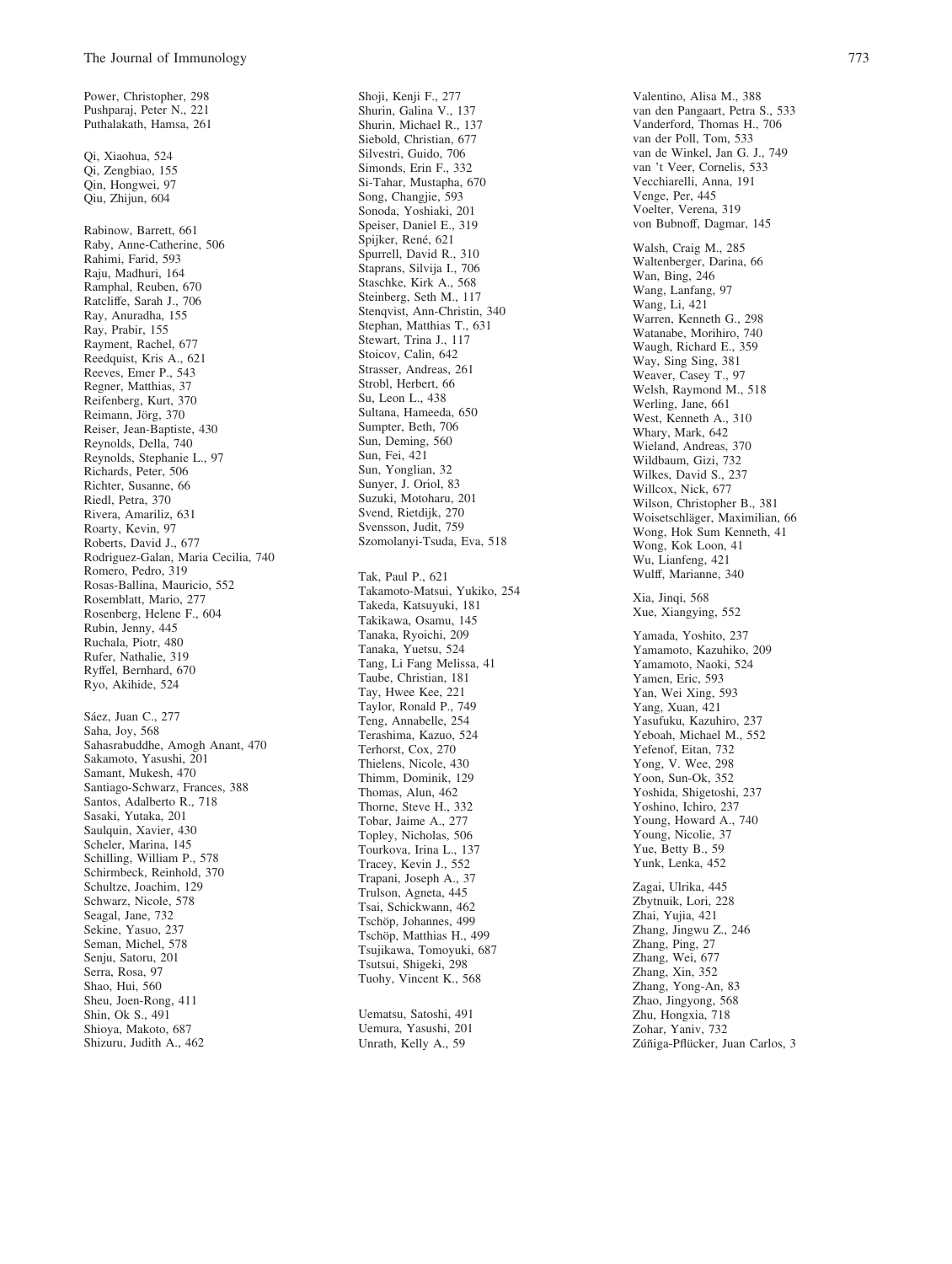Power, Christopher, 298
Pushparaj, Peter N., 221
Puthalakath, Hamsa, 261

Qi, Xiaohua, 524
Qi, Zengbiao, 155
Qin, Hongwei, 97
Qiu, Zhijun, 604

Rabinow, Barrett, 661
Raby, Anne-Catherine, 506
Rahimi, Farid, 593
Raju, Madhuri, 164
Ramphal, Reuben, 670
Ratcliffe, Sarah J., 706
Ray, Anuradha, 155
Ray, Prabir, 155
Rayment, Rachel, 677
Reedquist, Kris A., 621
Reeves, Emer P., 543
Regner, Matthias, 37
Reifenberg, Kurt, 370
Reimann, Jörg, 370
Reiser, Jean-Baptiste, 430
Reynolds, Della, 740
Reynolds, Stephanie L., 97
Richards, Peter, 506
Richter, Susanne, 66
Riedl, Petra, 370
Rivera, Amariliz, 631
Roarty, Kevin, 97
Roberts, David J., 677
Rodriguez-Galan, Maria Cecilia, 740
Romero, Pedro, 319
Rosas-Ballina, Mauricio, 552
Rosemblatt, Mario, 277
Rosenberg, Helene F., 604
Rubin, Jenny, 445
Ruchala, Piotr, 480
Rufer, Nathalie, 319
Ryffel, Bernhard, 670
Ryo, Akihide, 524

Sáez, Juan C., 277
Saha, Joy, 568
Sahasrabuddhe, Amogh Anant, 470
Sakamoto, Yasushi, 201
Samant, Mukesh, 470
Santiago-Schwarz, Frances, 388
Santos, Adalberto R., 718
Sasaki, Yutaka, 201
Saulquin, Xavier, 430
Scheler, Marina, 145
Schilling, William P., 578
Schirmbeck, Reinhold, 370
Schultze, Joachim, 129
Schwarz, Nicole, 578
Seagal, Jane, 732
Sekine, Yasuo, 237
Seman, Michel, 578
Senju, Satoru, 201
Serra, Rosa, 97
Shao, Hui, 560
Sheu, Joen-Rong, 411
Shin, Ok S., 491
Shioya, Makoto, 687
Shizuru, Judith A., 462
Shoji, Kenji F., 277
Shurin, Galina V., 137
Shurin, Michael R., 137
Siebold, Christian, 677
Silvestri, Guido, 706
Simonds, Erin F., 332
Si-Tahar, Mustapha, 670
Song, Changjie, 593
Sonoda, Yoshiaki, 201
Speiser, Daniel E., 319
Spijker, René, 621
Spurrell, David R., 310
Staprans, Silvija I., 706
Staschke, Kirk A., 568
Steinberg, Seth M., 117
Stenqvist, Ann-Christin, 340
Stephan, Matthias T., 631
Stewart, Trina J., 117
Stoicov, Calin, 642
Strasser, Andreas, 261
Strobl, Herbert, 66
Su, Leon L., 438
Sultana, Hameeda, 650
Sumpter, Beth, 706
Sun, Deming, 560
Sun, Fei, 421
Sun, Yonglian, 32
Sunyer, J. Oriol, 83
Suzuki, Motoharu, 201
Svend, Rietdijk, 270
Svensson, Judit, 759
Szomolanyi-Tsuda, Eva, 518

Tak, Paul P., 621
Takamoto-Matsui, Yukiko, 254
Takeda, Katsuyuki, 181
Takikawa, Osamu, 145
Tanaka, Ryoichi, 209
Tanaka, Yuetsu, 524
Tang, Li Fang Melissa, 41
Taube, Christian, 181
Tay, Hwee Kee, 221
Taylor, Ronald P., 749
Teng, Annabelle, 254
Terashima, Kazuo, 524
Terhorst, Cox, 270
Thielens, Nicole, 430
Thimm, Dominik, 129
Thomas, Alun, 462
Thorne, Steve H., 332
Tobar, Jaime A., 277
Topley, Nicholas, 506
Tourkova, Irina L., 137
Tracey, Kevin J., 552
Trapani, Joseph A., 37
Trulson, Agneta, 445
Tsai, Schickwann, 462
Tschöp, Johannes, 499
Tschöp, Matthias H., 499
Tsujikawa, Tomoyuki, 687
Tsutsui, Shigeki, 298
Tuohy, Vincent K., 568

Uematsu, Satoshi, 491
Uemura, Yasushi, 201
Unrath, Kelly A., 59

Valentino, Alisa M., 388
van den Pangaart, Petra S., 533
Vanderford, Thomas H., 706
van der Poll, Tom, 533
van de Winkel, Jan G. J., 749
van 't Veer, Cornelis, 533
Vecchiarelli, Anna, 191
Venge, Per, 445
Voelter, Verena, 319
von Bubnoff, Dagmar, 145

Walsh, Craig M., 285
Waltenberger, Darina, 66
Wan, Bing, 246
Wang, Lanfang, 97
Wang, Li, 421
Warren, Kenneth G., 298
Watanabe, Morihiro, 740
Waugh, Richard E., 359
Way, Sing Sing, 381
Weaver, Casey T., 97
Welsh, Raymond M., 518
Werling, Jane, 661
West, Kenneth A., 310
Whary, Mark, 642
Wieland, Andreas, 370
Wildbaum, Gizi, 732
Wilkes, David S., 237
Willcox, Nick, 677
Wilson, Christopher B., 381
Woisetschläger, Maximilian, 66
Wong, Hok Sum Kenneth, 41
Wong, Kok Loon, 41
Wu, Lianfeng, 421
Wulff, Marianne, 340

Xia, Jinqi, 568
Xue, Xiangying, 552

Yamada, Yoshito, 237
Yamamoto, Kazuhiko, 209
Yamamoto, Naoki, 524
Yamen, Eric, 593
Yan, Wei Xing, 593
Yang, Xuan, 421
Yasufuku, Kazuhiro, 237
Yeboah, Michael M., 552
Yefenof, Eitan, 732
Yong, V. Wee, 298
Yoon, Sun-Ok, 352
Yoshida, Shigetoshi, 237
Yoshino, Ichiro, 237
Young, Howard A., 740
Young, Nicolie, 37
Yue, Betty B., 59
Yunk, Lenka, 452

Zagai, Ulrika, 445
Zbytnuik, Lori, 228
Zhai, Yujia, 421
Zhang, Jingwu Z., 246
Zhang, Ping, 27
Zhang, Wei, 677
Zhang, Xin, 352
Zhang, Yong-An, 83
Zhao, Jingyong, 568
Zhu, Hongxia, 718
Zohar, Yaniv, 732
Zúñiga-Pflücker, Juan Carlos, 3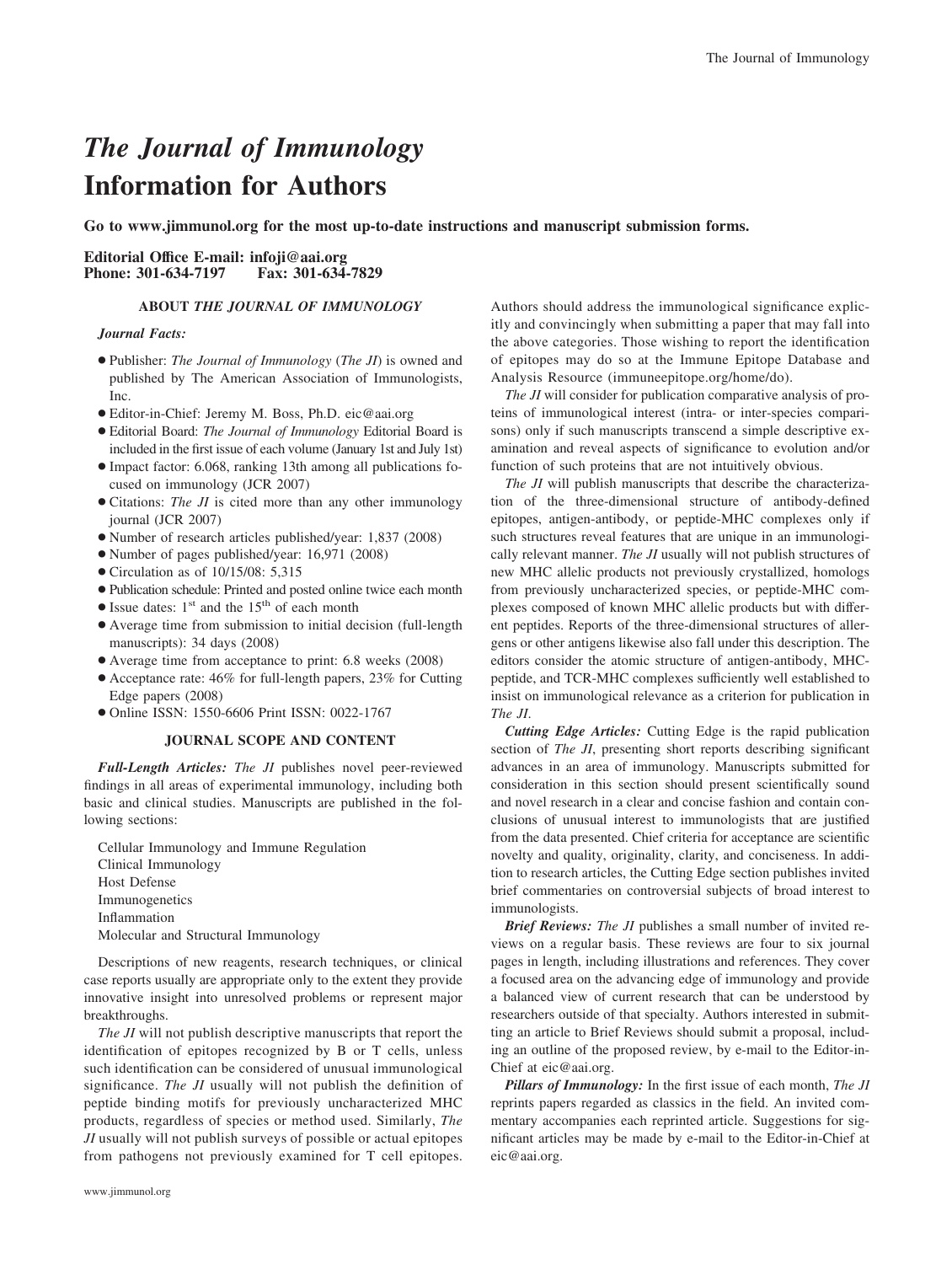# *The Journal of Immunology* Information for Authors

**Go to www.jimmunol.org for the most up-to-date instructions and manuscript submission forms.**

**Editorial Office E-mail: infoji@aai.org**
**Phone: 301-634-7197 Fax: 301-634-7829**

## ABOUT *THE JOURNAL OF IMMUNOLOGY*

### *Journal Facts:*

- Publisher: *The Journal of Immunology* (*The JI*) is owned and published by The American Association of Immunologists, Inc.
- Editor-in-Chief: Jeremy M. Boss, Ph.D. eic@aai.org
- Editorial Board: *The Journal of Immunology* Editorial Board is included in the first issue of each volume (January 1st and July 1st)
- Impact factor: 6.068, ranking 13th among all publications focused on immunology (JCR 2007)
- Citations: *The JI* is cited more than any other immunology journal (JCR 2007)
- Number of research articles published/year: 1,837 (2008)
- Number of pages published/year: 16,971 (2008)
- Circulation as of 10/15/08: 5,315
- Publication schedule: Printed and posted online twice each month
- Issue dates: 1st and the 15th of each month
- Average time from submission to initial decision (full-length manuscripts): 34 days (2008)
- Average time from acceptance to print: 6.8 weeks (2008)
- Acceptance rate: 46% for full-length papers, 23% for Cutting Edge papers (2008)
- Online ISSN: 1550-6606 Print ISSN: 0022-1767

## JOURNAL SCOPE AND CONTENT

***Full-Length Articles:*** *The JI* publishes novel peer-reviewed findings in all areas of experimental immunology, including both basic and clinical studies. Manuscripts are published in the following sections:

Cellular Immunology and Immune Regulation
Clinical Immunology
Host Defense
Immunogenetics
Inflammation
Molecular and Structural Immunology

Descriptions of new reagents, research techniques, or clinical case reports usually are appropriate only to the extent they provide innovative insight into unresolved problems or represent major breakthroughs.

*The JI* will not publish descriptive manuscripts that report the identification of epitopes recognized by B or T cells, unless such identification can be considered of unusual immunological significance. *The JI* usually will not publish the definition of peptide binding motifs for previously uncharacterized MHC products, regardless of species or method used. Similarly, *The JI* usually will not publish surveys of possible or actual epitopes from pathogens not previously examined for T cell epitopes. Authors should address the immunological significance explicitly and convincingly when submitting a paper that may fall into the above categories. Those wishing to report the identification of epitopes may do so at the Immune Epitope Database and Analysis Resource (immuneepitope.org/home/do).

*The JI* will consider for publication comparative analysis of proteins of immunological interest (intra- or inter-species comparisons) only if such manuscripts transcend a simple descriptive examination and reveal aspects of significance to evolution and/or function of such proteins that are not intuitively obvious.

*The JI* will publish manuscripts that describe the characterization of the three-dimensional structure of antibody-defined epitopes, antigen-antibody, or peptide-MHC complexes only if such structures reveal features that are unique in an immunologically relevant manner. *The JI* usually will not publish structures of new MHC allelic products not previously crystallized, homologs from previously uncharacterized species, or peptide-MHC complexes composed of known MHC allelic products but with different peptides. Reports of the three-dimensional structures of allergens or other antigens likewise also fall under this description. The editors consider the atomic structure of antigen-antibody, MHC-peptide, and TCR-MHC complexes sufficiently well established to insist on immunological relevance as a criterion for publication in *The JI*.

***Cutting Edge Articles:*** Cutting Edge is the rapid publication section of *The JI*, presenting short reports describing significant advances in an area of immunology. Manuscripts submitted for consideration in this section should present scientifically sound and novel research in a clear and concise fashion and contain conclusions of unusual interest to immunologists that are justified from the data presented. Chief criteria for acceptance are scientific novelty and quality, originality, clarity, and conciseness. In addition to research articles, the Cutting Edge section publishes invited brief commentaries on controversial subjects of broad interest to immunologists.

***Brief Reviews:*** *The JI* publishes a small number of invited reviews on a regular basis. These reviews are four to six journal pages in length, including illustrations and references. They cover a focused area on the advancing edge of immunology and provide a balanced view of current research that can be understood by researchers outside of that specialty. Authors interested in submitting an article to Brief Reviews should submit a proposal, including an outline of the proposed review, by e-mail to the Editor-in-Chief at eic@aai.org.

***Pillars of Immunology:*** In the first issue of each month, *The JI* reprints papers regarded as classics in the field. An invited commentary accompanies each reprinted article. Suggestions for significant articles may be made by e-mail to the Editor-in-Chief at eic@aai.org.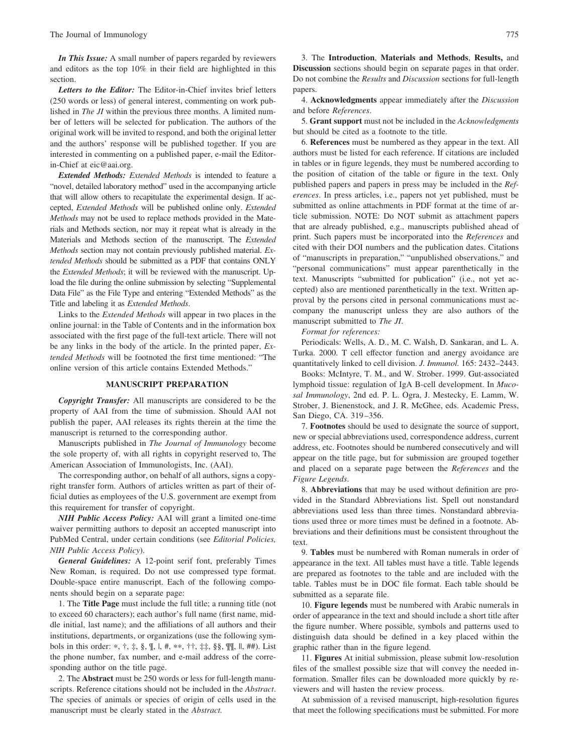***In This Issue:*** A small number of papers regarded by reviewers and editors as the top 10% in their field are highlighted in this section.

***Letters to the Editor:*** The Editor-in-Chief invites brief letters (250 words or less) of general interest, commenting on work published in *The JI* within the previous three months. A limited number of letters will be selected for publication. The authors of the original work will be invited to respond, and both the original letter and the authors' response will be published together. If you are interested in commenting on a published paper, e-mail the Editor-in-Chief at eic@aai.org.

***Extended Methods:*** *Extended Methods* is intended to feature a "novel, detailed laboratory method" used in the accompanying article that will allow others to recapitulate the experimental design. If accepted, *Extended Methods* will be published online only. *Extended Methods* may not be used to replace methods provided in the Materials and Methods section, nor may it repeat what is already in the Materials and Methods section of the manuscript. The *Extended Methods* section may not contain previously published material. *Extended Methods* should be submitted as a PDF that contains ONLY the *Extended Methods*; it will be reviewed with the manuscript. Upload the file during the online submission by selecting "Supplemental Data File" as the File Type and entering "Extended Methods" as the Title and labeling it as *Extended Methods*.

Links to the *Extended Methods* will appear in two places in the online journal: in the Table of Contents and in the information box associated with the first page of the full-text article. There will not be any links in the body of the article. In the printed paper, *Extended Methods* will be footnoted the first time mentioned: "The online version of this article contains Extended Methods."

## MANUSCRIPT PREPARATION

***Copyright Transfer:*** All manuscripts are considered to be the property of AAI from the time of submission. Should AAI not publish the paper, AAI releases its rights therein at the time the manuscript is returned to the corresponding author.

Manuscripts published in *The Journal of Immunology* become the sole property of, with all rights in copyright reserved to, The American Association of Immunologists, Inc. (AAI).

The corresponding author, on behalf of all authors, signs a copyright transfer form. Authors of articles written as part of their official duties as employees of the U.S. government are exempt from this requirement for transfer of copyright.

***NIH Public Access Policy:*** AAI will grant a limited one-time waiver permitting authors to deposit an accepted manuscript into PubMed Central, under certain conditions (see *Editorial Policies, NIH Public Access Policy*).

***General Guidelines:*** A 12-point serif font, preferably Times New Roman, is required. Do not use compressed type format. Double-space entire manuscript. Each of the following components should begin on a separate page:

1. The **Title Page** must include the full title; a running title (not to exceed 60 characters); each author's full name (first name, middle initial, last name); and the affiliations of all authors and their institutions, departments, or organizations (use the following symbols in this order: *, †, ‡, §, ¶, ||, #, **, ††, ‡‡, §§, ¶¶, ||, ##). List the phone number, fax number, and e-mail address of the corresponding author on the title page.

2. The **Abstract** must be 250 words or less for full-length manuscripts. Reference citations should not be included in the *Abstract*. The species of animals or species of origin of cells used in the manuscript must be clearly stated in the *Abstract.*

3. The **Introduction**, **Materials and Methods**, **Results,** and **Discussion** sections should begin on separate pages in that order. Do not combine the *Results* and *Discussion* sections for full-length papers.

4. **Acknowledgments** appear immediately after the *Discussion* and before *References*.

5. **Grant support** must not be included in the *Acknowledgments* but should be cited as a footnote to the title.

6. **References** must be numbered as they appear in the text. All authors must be listed for each reference. If citations are included in tables or in figure legends, they must be numbered according to the position of citation of the table or figure in the text. Only published papers and papers in press may be included in the *References*. In press articles, i.e., papers not yet published, must be submitted as online attachments in PDF format at the time of article submission. NOTE: Do NOT submit as attachment papers that are already published, e.g., manuscripts published ahead of print. Such papers must be incorporated into the *References* and cited with their DOI numbers and the publication dates. Citations of "manuscripts in preparation," "unpublished observations," and "personal communications" must appear parenthetically in the text. Manuscripts "submitted for publication" (i.e., not yet accepted) also are mentioned parenthetically in the text. Written approval by the persons cited in personal communications must accompany the manuscript unless they are also authors of the manuscript submitted to *The JI*.

*Format for references:*

Periodicals: Wells, A. D., M. C. Walsh, D. Sankaran, and L. A. Turka. 2000. T cell effector function and anergy avoidance are quantitatively linked to cell division. *J. Immunol.* 165: 2432–2443.

Books: McIntyre, T. M., and W. Strober. 1999. Gut-associated lymphoid tissue: regulation of IgA B-cell development. In *Mucosal Immunology*, 2nd ed. P. L. Ogra, J. Mestecky, E. Lamm, W. Strober, J. Bienenstock, and J. R. McGhee, eds. Academic Press, San Diego, CA. 319–356.

7. **Footnotes** should be used to designate the source of support, new or special abbreviations used, correspondence address, current address, etc. Footnotes should be numbered consecutively and will appear on the title page, but for submission are grouped together and placed on a separate page between the *References* and the *Figure Legends*.

8. **Abbreviations** that may be used without definition are provided in the Standard Abbreviations list. Spell out nonstandard abbreviations used less than three times. Nonstandard abbreviations used three or more times must be defined in a footnote. Abbreviations and their definitions must be consistent throughout the text.

9. **Tables** must be numbered with Roman numerals in order of appearance in the text. All tables must have a title. Table legends are prepared as footnotes to the table and are included with the table. Tables must be in DOC file format. Each table should be submitted as a separate file.

10. **Figure legends** must be numbered with Arabic numerals in order of appearance in the text and should include a short title after the figure number. Where possible, symbols and patterns used to distinguish data should be defined in a key placed within the graphic rather than in the figure legend.

11. **Figures** At initial submission, please submit low-resolution files of the smallest possible size that will convey the needed information. Smaller files can be downloaded more quickly by reviewers and will hasten the review process.

At submission of a revised manuscript, high-resolution figures that meet the following specifications must be submitted. For more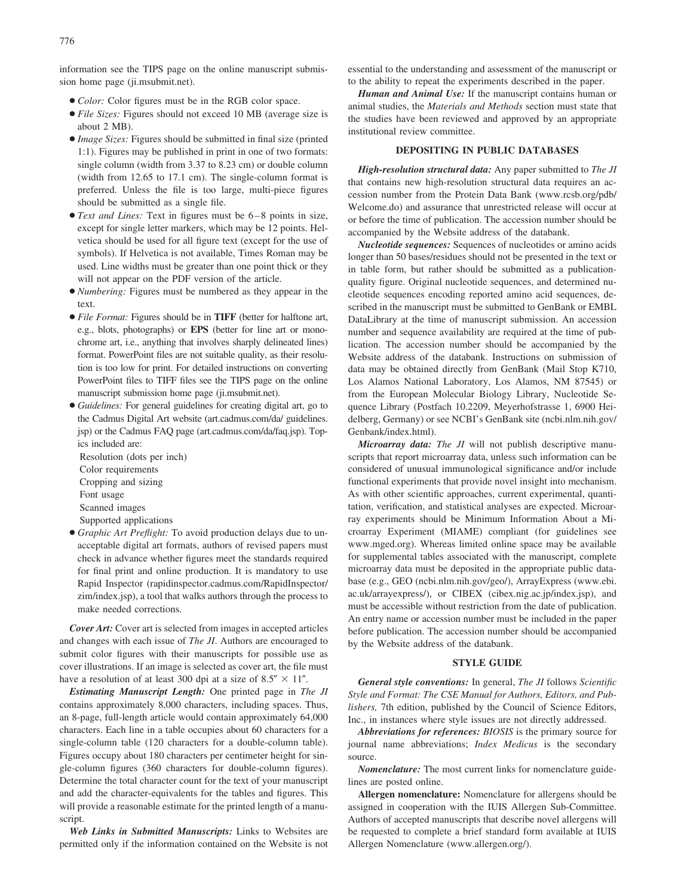information see the TIPS page on the online manuscript submission home page (ji.msubmit.net).

- *Color:* Color figures must be in the RGB color space.
- *File Sizes:* Figures should not exceed 10 MB (average size is about 2 MB).
- *Image Sizes:* Figures should be submitted in final size (printed 1:1). Figures may be published in print in one of two formats: single column (width from 3.37 to 8.23 cm) or double column (width from 12.65 to 17.1 cm). The single-column format is preferred. Unless the file is too large, multi-piece figures should be submitted as a single file.
- *Text and Lines:* Text in figures must be 6–8 points in size, except for single letter markers, which may be 12 points. Helvetica should be used for all figure text (except for the use of symbols). If Helvetica is not available, Times Roman may be used. Line widths must be greater than one point thick or they will not appear on the PDF version of the article.
- *Numbering:* Figures must be numbered as they appear in the text.
- *File Format:* Figures should be in **TIFF** (better for halftone art, e.g., blots, photographs) or **EPS** (better for line art or monochrome art, i.e., anything that involves sharply delineated lines) format. PowerPoint files are not suitable quality, as their resolution is too low for print. For detailed instructions on converting PowerPoint files to TIFF files see the TIPS page on the online manuscript submission home page (ji.msubmit.net).
- *Guidelines:* For general guidelines for creating digital art, go to the Cadmus Digital Art website (art.cadmus.com/da/ guidelines.jsp) or the Cadmus FAQ page (art.cadmus.com/da/faq.jsp). Topics included are:
  Resolution (dots per inch)
  Color requirements
  Cropping and sizing
  Font usage
  Scanned images
  Supported applications
- *Graphic Art Preflight:* To avoid production delays due to unacceptable digital art formats, authors of revised papers must check in advance whether figures meet the standards required for final print and online production. It is mandatory to use Rapid Inspector (rapidinspector.cadmus.com/RapidInspector/zim/index.jsp), a tool that walks authors through the process to make needed corrections.

***Cover Art:*** Cover art is selected from images in accepted articles and changes with each issue of *The JI*. Authors are encouraged to submit color figures with their manuscripts for possible use as cover illustrations. If an image is selected as cover art, the file must have a resolution of at least 300 dpi at a size of 8.5″ × 11″.

***Estimating Manuscript Length:*** One printed page in *The JI* contains approximately 8,000 characters, including spaces. Thus, an 8-page, full-length article would contain approximately 64,000 characters. Each line in a table occupies about 60 characters for a single-column table (120 characters for a double-column table). Figures occupy about 180 characters per centimeter height for single-column figures (360 characters for double-column figures). Determine the total character count for the text of your manuscript and add the character-equivalents for the tables and figures. This will provide a reasonable estimate for the printed length of a manuscript.

***Web Links in Submitted Manuscripts:*** Links to Websites are permitted only if the information contained on the Website is not essential to the understanding and assessment of the manuscript or to the ability to repeat the experiments described in the paper.

***Human and Animal Use:*** If the manuscript contains human or animal studies, the *Materials and Methods* section must state that the studies have been reviewed and approved by an appropriate institutional review committee.

## DEPOSITING IN PUBLIC DATABASES

***High-resolution structural data:*** Any paper submitted to *The JI* that contains new high-resolution structural data requires an accession number from the Protein Data Bank (www.rcsb.org/pdb/Welcome.do) and assurance that unrestricted release will occur at or before the time of publication. The accession number should be accompanied by the Website address of the databank.

***Nucleotide sequences:*** Sequences of nucleotides or amino acids longer than 50 bases/residues should not be presented in the text or in table form, but rather should be submitted as a publication-quality figure. Original nucleotide sequences, and determined nucleotide sequences encoding reported amino acid sequences, described in the manuscript must be submitted to GenBank or EMBL DataLibrary at the time of manuscript submission. An accession number and sequence availability are required at the time of publication. The accession number should be accompanied by the Website address of the databank. Instructions on submission of data may be obtained directly from GenBank (Mail Stop K710, Los Alamos National Laboratory, Los Alamos, NM 87545) or from the European Molecular Biology Library, Nucleotide Sequence Library (Postfach 10.2209, Meyerhofstrasse 1, 6900 Heidelberg, Germany) or see NCBI's GenBank site (ncbi.nlm.nih.gov/Genbank/index.html).

***Microarray data:*** *The JI* will not publish descriptive manuscripts that report microarray data, unless such information can be considered of unusual immunological significance and/or include functional experiments that provide novel insight into mechanism. As with other scientific approaches, current experimental, quantitation, verification, and statistical analyses are expected. Microarray experiments should be Minimum Information About a Microarray Experiment (MIAME) compliant (for guidelines see www.mged.org). Whereas limited online space may be available for supplemental tables associated with the manuscript, complete microarray data must be deposited in the appropriate public database (e.g., GEO (ncbi.nlm.nih.gov/geo/), ArrayExpress (www.ebi.ac.uk/arrayexpress/), or CIBEX (cibex.nig.ac.jp/index.jsp), and must be accessible without restriction from the date of publication. An entry name or accession number must be included in the paper before publication. The accession number should be accompanied by the Website address of the databank.

## STYLE GUIDE

***General style conventions:*** In general, *The JI* follows *Scientific Style and Format: The CSE Manual for Authors, Editors, and Publishers,* 7th edition, published by the Council of Science Editors, Inc., in instances where style issues are not directly addressed.

***Abbreviations for references:*** *BIOSIS* is the primary source for journal name abbreviations; *Index Medicus* is the secondary source.

***Nomenclature:*** The most current links for nomenclature guidelines are posted online.

**Allergen nomenclature:** Nomenclature for allergens should be assigned in cooperation with the IUIS Allergen Sub-Committee. Authors of accepted manuscripts that describe novel allergens will be requested to complete a brief standard form available at IUIS Allergen Nomenclature (www.allergen.org/).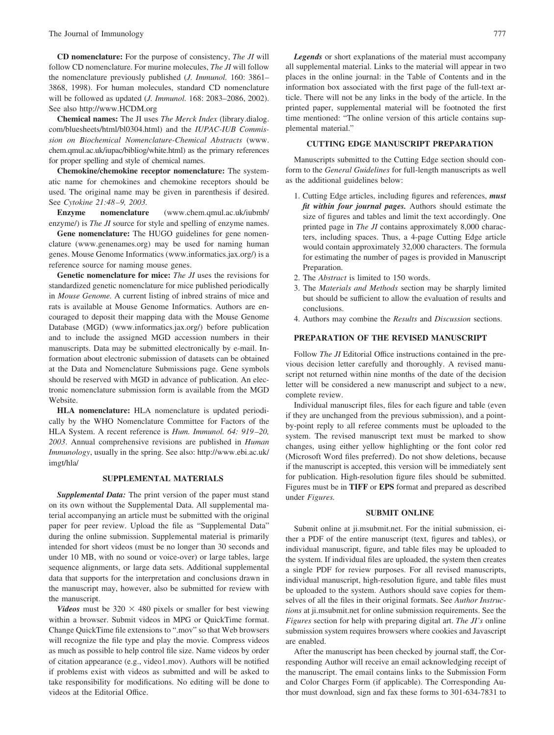**CD nomenclature:** For the purpose of consistency, *The JI* will follow CD nomenclature. For murine molecules, *The JI* will follow the nomenclature previously published (*J. Immunol.* 160: 3861–3868, 1998). For human molecules, standard CD nomenclature will be followed as updated (*J. Immunol.* 168: 2083–2086, 2002). See also http://www.HCDM.org

**Chemical names:** The JI uses *The Merck Index* (library.dialog.com/bluesheets/html/bl0304.html) and the *IUPAC-IUB Commission on Biochemical Nomenclature-Chemical Abstracts* (www.chem.qmul.ac.uk/iupac/bibliog/white.html) as the primary references for proper spelling and style of chemical names.

**Chemokine/chemokine receptor nomenclature:** The systematic name for chemokines and chemokine receptors should be used. The original name may be given in parenthesis if desired. See *Cytokine 21:48–9, 2003.*

**Enzyme nomenclature** (www.chem.qmul.ac.uk/iubmb/enzyme/) is *The JI* source for style and spelling of enzyme names.

**Gene nomenclature:** The HUGO guidelines for gene nomenclature (www.genenames.org) may be used for naming human genes. Mouse Genome Informatics (www.informatics.jax.org/) is a reference source for naming mouse genes.

**Genetic nomenclature for mice:** *The JI* uses the revisions for standardized genetic nomenclature for mice published periodically in *Mouse Genome.* A current listing of inbred strains of mice and rats is available at Mouse Genome Informatics. Authors are encouraged to deposit their mapping data with the Mouse Genome Database (MGD) (www.informatics.jax.org/) before publication and to include the assigned MGD accession numbers in their manuscripts. Data may be submitted electronically by e-mail. Information about electronic submission of datasets can be obtained at the Data and Nomenclature Submissions page. Gene symbols should be reserved with MGD in advance of publication. An electronic nomenclature submission form is available from the MGD Website.

**HLA nomenclature:** HLA nomenclature is updated periodically by the WHO Nomenclature Committee for Factors of the HLA System. A recent reference is *Hum. Immunol. 64: 919–20, 2003*. Annual comprehensive revisions are published in *Human Immunology*, usually in the spring. See also: http://www.ebi.ac.uk/imgt/hla/

## SUPPLEMENTAL MATERIALS

***Supplemental Data:*** The print version of the paper must stand on its own without the Supplemental Data. All supplemental material accompanying an article must be submitted with the original paper for peer review. Upload the file as "Supplemental Data" during the online submission. Supplemental material is primarily intended for short videos (must be no longer than 30 seconds and under 10 MB, with no sound or voice-over) or large tables, large sequence alignments, or large data sets. Additional supplemental data that supports for the interpretation and conclusions drawn in the manuscript may, however, also be submitted for review with the manuscript.

***Videos*** must be $320 \times 480$ pixels or smaller for best viewing within a browser. Submit videos in MPG or QuickTime format. Change QuickTime file extensions to ".mov" so that Web browsers will recognize the file type and play the movie. Compress videos as much as possible to help control file size. Name videos by order of citation appearance (e.g., video1.mov). Authors will be notified if problems exist with videos as submitted and will be asked to take responsibility for modifications. No editing will be done to videos at the Editorial Office.

***Legends*** or short explanations of the material must accompany all supplemental material. Links to the material will appear in two places in the online journal: in the Table of Contents and in the information box associated with the first page of the full-text article. There will not be any links in the body of the article. In the printed paper, supplemental material will be footnoted the first time mentioned: "The online version of this article contains supplemental material."

## CUTTING EDGE MANUSCRIPT PREPARATION

Manuscripts submitted to the Cutting Edge section should conform to the *General Guidelines* for full-length manuscripts as well as the additional guidelines below:

1. Cutting Edge articles, including figures and references, ***must fit within four journal pages.*** Authors should estimate the size of figures and tables and limit the text accordingly. One printed page in *The JI* contains approximately 8,000 characters, including spaces. Thus, a 4-page Cutting Edge article would contain approximately 32,000 characters. The formula for estimating the number of pages is provided in Manuscript Preparation.
2. The *Abstract* is limited to 150 words.
3. The *Materials and Methods* section may be sharply limited but should be sufficient to allow the evaluation of results and conclusions.
4. Authors may combine the *Results* and *Discussion* sections.

## PREPARATION OF THE REVISED MANUSCRIPT

Follow *The JI* Editorial Office instructions contained in the previous decision letter carefully and thoroughly. A revised manuscript not returned within nine months of the date of the decision letter will be considered a new manuscript and subject to a new, complete review.

Individual manuscript files, files for each figure and table (even if they are unchanged from the previous submission), and a point-by-point reply to all referee comments must be uploaded to the system. The revised manuscript text must be marked to show changes, using either yellow highlighting or the font color red (Microsoft Word files preferred). Do not show deletions, because if the manuscript is accepted, this version will be immediately sent for publication. High-resolution figure files should be submitted. Figures must be in **TIFF** or **EPS** format and prepared as described under *Figures.*

## SUBMIT ONLINE

Submit online at ji.msubmit.net. For the initial submission, either a PDF of the entire manuscript (text, figures and tables), or individual manuscript, figure, and table files may be uploaded to the system. If individual files are uploaded, the system then creates a single PDF for review purposes. For all revised manuscripts, individual manuscript, high-resolution figure, and table files must be uploaded to the system. Authors should save copies for themselves of all the files in their original formats. See *Author Instructions* at ji.msubmit.net for online submission requirements. See the *Figures* section for help with preparing digital art. *The JI's* online submission system requires browsers where cookies and Javascript are enabled.

After the manuscript has been checked by journal staff, the Corresponding Author will receive an email acknowledging receipt of the manuscript. The email contains links to the Submission Form and Color Charges Form (if applicable). The Corresponding Author must download, sign and fax these forms to 301-634-7831 to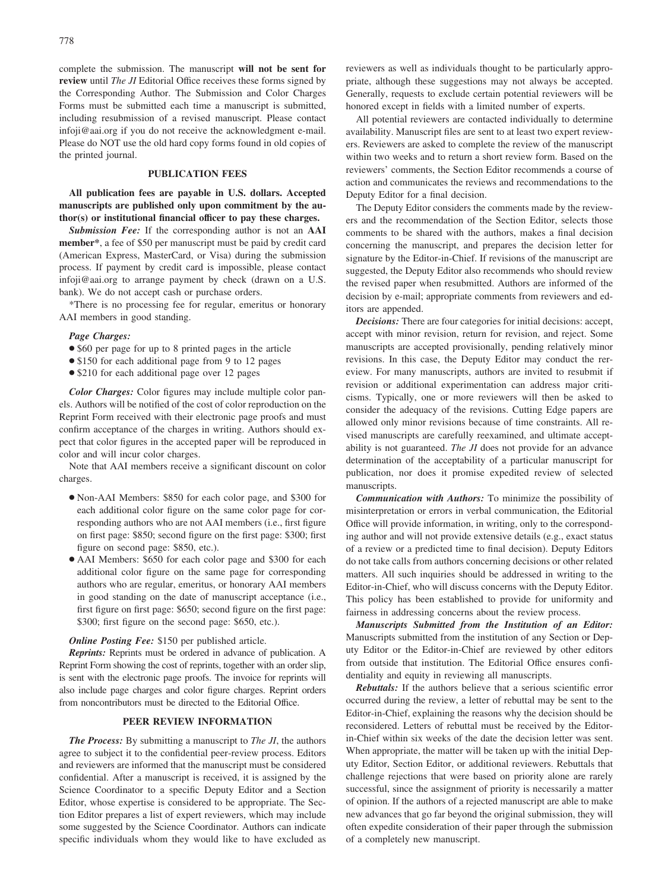complete the submission. The manuscript **will not be sent for review** until *The JI* Editorial Office receives these forms signed by the Corresponding Author. The Submission and Color Charges Forms must be submitted each time a manuscript is submitted, including resubmission of a revised manuscript. Please contact infoji@aai.org if you do not receive the acknowledgment e-mail. Please do NOT use the old hard copy forms found in old copies of the printed journal.

## PUBLICATION FEES

**All publication fees are payable in U.S. dollars. Accepted manuscripts are published only upon commitment by the author(s) or institutional financial officer to pay these charges.**

***Submission Fee:*** If the corresponding author is not an **AAI member***, a fee of $50 per manuscript must be paid by credit card (American Express, MasterCard, or Visa) during the submission process. If payment by credit card is impossible, please contact infoji@aai.org to arrange payment by check (drawn on a U.S. bank). We do not accept cash or purchase orders.

*There is no processing fee for regular, emeritus or honorary AAI members in good standing.

***Page Charges:***

- $60 per page for up to 8 printed pages in the article
- $150 for each additional page from 9 to 12 pages
- $210 for each additional page over 12 pages

***Color Charges:*** Color figures may include multiple color panels. Authors will be notified of the cost of color reproduction on the Reprint Form received with their electronic page proofs and must confirm acceptance of the charges in writing. Authors should expect that color figures in the accepted paper will be reproduced in color and will incur color charges.

Note that AAI members receive a significant discount on color charges.

- Non-AAI Members: $850 for each color page, and $300 for each additional color figure on the same color page for corresponding authors who are not AAI members (i.e., first figure on first page: $850; second figure on the first page: $300; first figure on second page: $850, etc.).
- AAI Members: $650 for each color page and $300 for each additional color figure on the same page for corresponding authors who are regular, emeritus, or honorary AAI members in good standing on the date of manuscript acceptance (i.e., first figure on first page: $650; second figure on the first page: $300; first figure on the second page: $650, etc.).

***Online Posting Fee:*** $150 per published article.

***Reprints:*** Reprints must be ordered in advance of publication. A Reprint Form showing the cost of reprints, together with an order slip, is sent with the electronic page proofs. The invoice for reprints will also include page charges and color figure charges. Reprint orders from noncontributors must be directed to the Editorial Office.

## PEER REVIEW INFORMATION

***The Process:*** By submitting a manuscript to *The JI*, the authors agree to subject it to the confidential peer-review process. Editors and reviewers are informed that the manuscript must be considered confidential. After a manuscript is received, it is assigned by the Science Coordinator to a specific Deputy Editor and a Section Editor, whose expertise is considered to be appropriate. The Section Editor prepares a list of expert reviewers, which may include some suggested by the Science Coordinator. Authors can indicate specific individuals whom they would like to have excluded as reviewers as well as individuals thought to be particularly appropriate, although these suggestions may not always be accepted. Generally, requests to exclude certain potential reviewers will be honored except in fields with a limited number of experts.

All potential reviewers are contacted individually to determine availability. Manuscript files are sent to at least two expert reviewers. Reviewers are asked to complete the review of the manuscript within two weeks and to return a short review form. Based on the reviewers' comments, the Section Editor recommends a course of action and communicates the reviews and recommendations to the Deputy Editor for a final decision.

The Deputy Editor considers the comments made by the reviewers and the recommendation of the Section Editor, selects those comments to be shared with the authors, makes a final decision concerning the manuscript, and prepares the decision letter for signature by the Editor-in-Chief. If revisions of the manuscript are suggested, the Deputy Editor also recommends who should review the revised paper when resubmitted. Authors are informed of the decision by e-mail; appropriate comments from reviewers and editors are appended.

***Decisions:*** There are four categories for initial decisions: accept, accept with minor revision, return for revision, and reject. Some manuscripts are accepted provisionally, pending relatively minor revisions. In this case, the Deputy Editor may conduct the rereview. For many manuscripts, authors are invited to resubmit if revision or additional experimentation can address major criticisms. Typically, one or more reviewers will then be asked to consider the adequacy of the revisions. Cutting Edge papers are allowed only minor revisions because of time constraints. All revised manuscripts are carefully reexamined, and ultimate acceptability is not guaranteed. *The JI* does not provide for an advance determination of the acceptability of a particular manuscript for publication, nor does it promise expedited review of selected manuscripts.

***Communication with Authors:*** To minimize the possibility of misinterpretation or errors in verbal communication, the Editorial Office will provide information, in writing, only to the corresponding author and will not provide extensive details (e.g., exact status of a review or a predicted time to final decision). Deputy Editors do not take calls from authors concerning decisions or other related matters. All such inquiries should be addressed in writing to the Editor-in-Chief, who will discuss concerns with the Deputy Editor. This policy has been established to provide for uniformity and fairness in addressing concerns about the review process.

***Manuscripts Submitted from the Institution of an Editor:*** Manuscripts submitted from the institution of any Section or Deputy Editor or the Editor-in-Chief are reviewed by other editors from outside that institution. The Editorial Office ensures confidentiality and equity in reviewing all manuscripts.

***Rebuttals:*** If the authors believe that a serious scientific error occurred during the review, a letter of rebuttal may be sent to the Editor-in-Chief, explaining the reasons why the decision should be reconsidered. Letters of rebuttal must be received by the Editor-in-Chief within six weeks of the date the decision letter was sent. When appropriate, the matter will be taken up with the initial Deputy Editor, Section Editor, or additional reviewers. Rebuttals that challenge rejections that were based on priority alone are rarely successful, since the assignment of priority is necessarily a matter of opinion. If the authors of a rejected manuscript are able to make new advances that go far beyond the original submission, they will often expedite consideration of their paper through the submission of a completely new manuscript.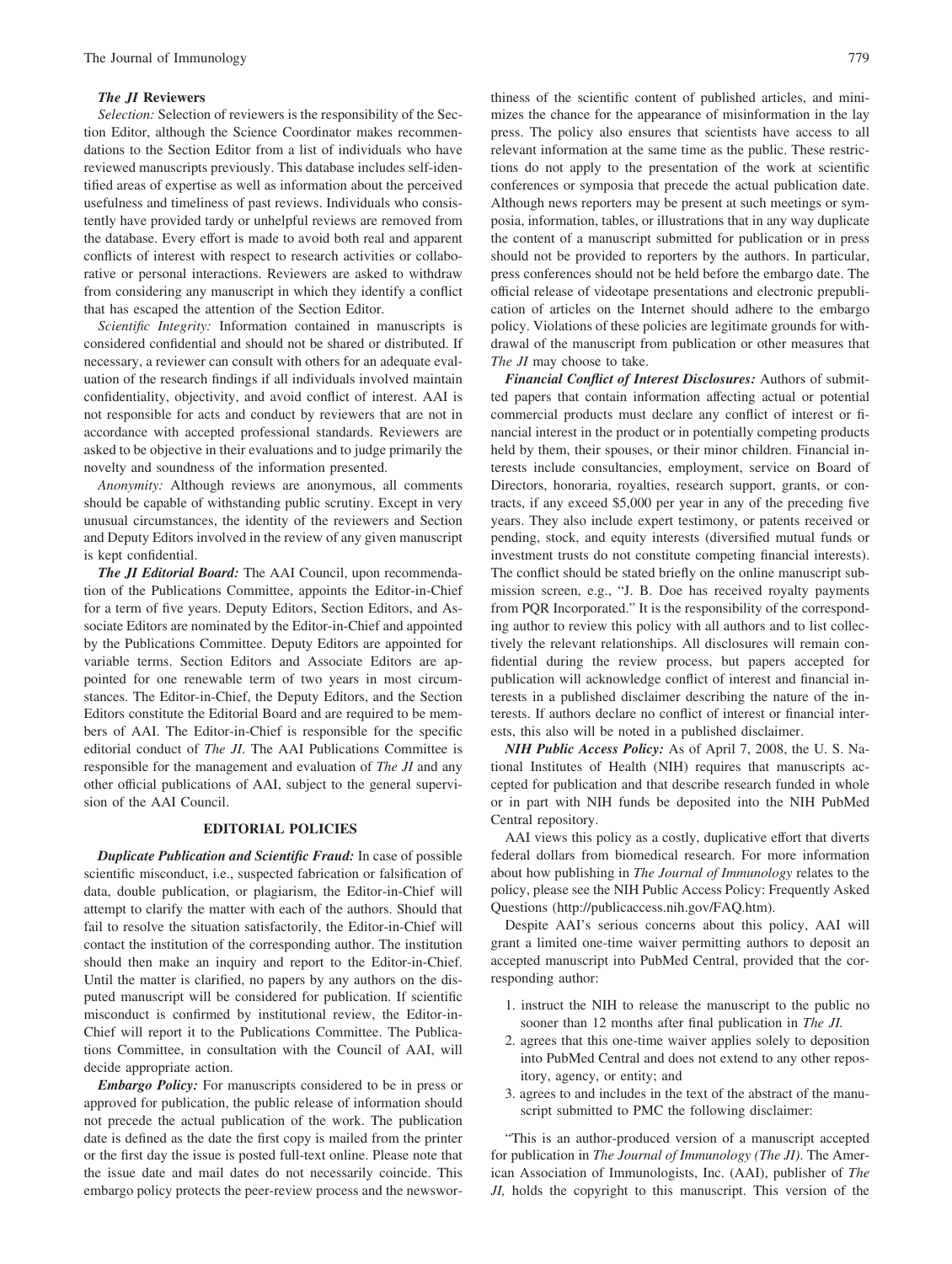### *The JI* Reviewers

*Selection:* Selection of reviewers is the responsibility of the Section Editor, although the Science Coordinator makes recommendations to the Section Editor from a list of individuals who have reviewed manuscripts previously. This database includes self-identified areas of expertise as well as information about the perceived usefulness and timeliness of past reviews. Individuals who consistently have provided tardy or unhelpful reviews are removed from the database. Every effort is made to avoid both real and apparent conflicts of interest with respect to research activities or collaborative or personal interactions. Reviewers are asked to withdraw from considering any manuscript in which they identify a conflict that has escaped the attention of the Section Editor.

*Scientific Integrity:* Information contained in manuscripts is considered confidential and should not be shared or distributed. If necessary, a reviewer can consult with others for an adequate evaluation of the research findings if all individuals involved maintain confidentiality, objectivity, and avoid conflict of interest. AAI is not responsible for acts and conduct by reviewers that are not in accordance with accepted professional standards. Reviewers are asked to be objective in their evaluations and to judge primarily the novelty and soundness of the information presented.

*Anonymity:* Although reviews are anonymous, all comments should be capable of withstanding public scrutiny. Except in very unusual circumstances, the identity of the reviewers and Section and Deputy Editors involved in the review of any given manuscript is kept confidential.

***The JI* Editorial Board:** The AAI Council, upon recommendation of the Publications Committee, appoints the Editor-in-Chief for a term of five years. Deputy Editors, Section Editors, and Associate Editors are nominated by the Editor-in-Chief and appointed by the Publications Committee. Deputy Editors are appointed for variable terms. Section Editors and Associate Editors are appointed for one renewable term of two years in most circumstances. The Editor-in-Chief, the Deputy Editors, and the Section Editors constitute the Editorial Board and are required to be members of AAI. The Editor-in-Chief is responsible for the specific editorial conduct of *The JI*. The AAI Publications Committee is responsible for the management and evaluation of *The JI* and any other official publications of AAI, subject to the general supervision of the AAI Council.

## EDITORIAL POLICIES

***Duplicate Publication and Scientific Fraud:*** In case of possible scientific misconduct, i.e., suspected fabrication or falsification of data, double publication, or plagiarism, the Editor-in-Chief will attempt to clarify the matter with each of the authors. Should that fail to resolve the situation satisfactorily, the Editor-in-Chief will contact the institution of the corresponding author. The institution should then make an inquiry and report to the Editor-in-Chief. Until the matter is clarified, no papers by any authors on the disputed manuscript will be considered for publication. If scientific misconduct is confirmed by institutional review, the Editor-in-Chief will report it to the Publications Committee. The Publications Committee, in consultation with the Council of AAI, will decide appropriate action.

***Embargo Policy:*** For manuscripts considered to be in press or approved for publication, the public release of information should not precede the actual publication of the work. The publication date is defined as the date the first copy is mailed from the printer or the first day the issue is posted full-text online. Please note that the issue date and mail dates do not necessarily coincide. This embargo policy protects the peer-review process and the newsworthiness of the scientific content of published articles, and minimizes the chance for the appearance of misinformation in the lay press. The policy also ensures that scientists have access to all relevant information at the same time as the public. These restrictions do not apply to the presentation of the work at scientific conferences or symposia that precede the actual publication date. Although news reporters may be present at such meetings or symposia, information, tables, or illustrations that in any way duplicate the content of a manuscript submitted for publication or in press should not be provided to reporters by the authors. In particular, press conferences should not be held before the embargo date. The official release of videotape presentations and electronic prepublication of articles on the Internet should adhere to the embargo policy. Violations of these policies are legitimate grounds for withdrawal of the manuscript from publication or other measures that *The JI* may choose to take.

***Financial Conflict of Interest Disclosures:*** Authors of submitted papers that contain information affecting actual or potential commercial products must declare any conflict of interest or financial interest in the product or in potentially competing products held by them, their spouses, or their minor children. Financial interests include consultancies, employment, service on Board of Directors, honoraria, royalties, research support, grants, or contracts, if any exceed \$5,000 per year in any of the preceding five years. They also include expert testimony, or patents received or pending, stock, and equity interests (diversified mutual funds or investment trusts do not constitute competing financial interests). The conflict should be stated briefly on the online manuscript submission screen, e.g., "J. B. Doe has received royalty payments from PQR Incorporated." It is the responsibility of the corresponding author to review this policy with all authors and to list collectively the relevant relationships. All disclosures will remain confidential during the review process, but papers accepted for publication will acknowledge conflict of interest and financial interests in a published disclaimer describing the nature of the interests. If authors declare no conflict of interest or financial interests, this also will be noted in a published disclaimer.

***NIH Public Access Policy:*** As of April 7, 2008, the U. S. National Institutes of Health (NIH) requires that manuscripts accepted for publication and that describe research funded in whole or in part with NIH funds be deposited into the NIH PubMed Central repository.

AAI views this policy as a costly, duplicative effort that diverts federal dollars from biomedical research. For more information about how publishing in *The Journal of Immunology* relates to the policy, please see the NIH Public Access Policy: Frequently Asked Questions (http://publicaccess.nih.gov/FAQ.htm).

Despite AAI's serious concerns about this policy, AAI will grant a limited one-time waiver permitting authors to deposit an accepted manuscript into PubMed Central, provided that the corresponding author:

1. instruct the NIH to release the manuscript to the public no sooner than 12 months after final publication in *The JI.*
2. agrees that this one-time waiver applies solely to deposition into PubMed Central and does not extend to any other repository, agency, or entity; and
3. agrees to and includes in the text of the abstract of the manuscript submitted to PMC the following disclaimer:

"This is an author-produced version of a manuscript accepted for publication in *The Journal of Immunology (The JI)*. The American Association of Immunologists, Inc. (AAI), publisher of *The JI,* holds the copyright to this manuscript. This version of the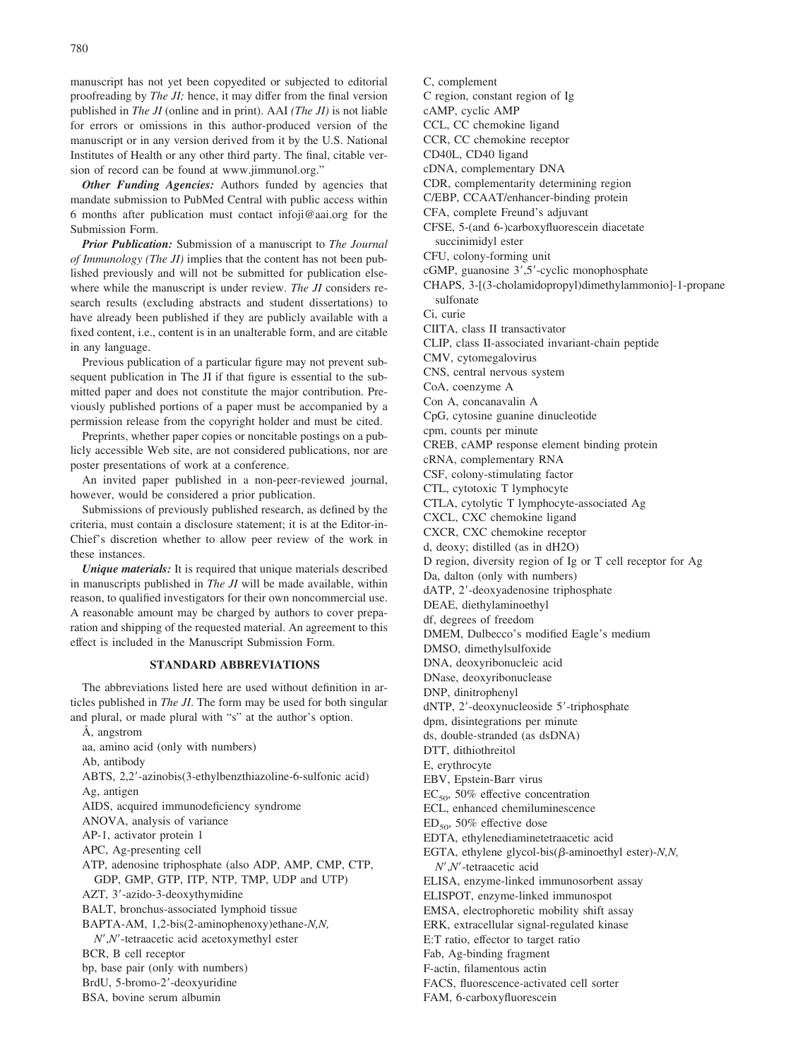manuscript has not yet been copyedited or subjected to editorial proofreading by *The JI;* hence, it may differ from the final version published in *The JI* (online and in print). AAI *(The JI)* is not liable for errors or omissions in this author-produced version of the manuscript or in any version derived from it by the U.S. National Institutes of Health or any other third party. The final, citable version of record can be found at www.jimmunol.org."

***Other Funding Agencies:*** Authors funded by agencies that mandate submission to PubMed Central with public access within 6 months after publication must contact infoji@aai.org for the Submission Form.

***Prior Publication:*** Submission of a manuscript to *The Journal of Immunology (The JI)* implies that the content has not been published previously and will not be submitted for publication elsewhere while the manuscript is under review. *The JI* considers research results (excluding abstracts and student dissertations) to have already been published if they are publicly available with a fixed content, i.e., content is in an unalterable form, and are citable in any language.

Previous publication of a particular figure may not prevent subsequent publication in The JI if that figure is essential to the submitted paper and does not constitute the major contribution. Previously published portions of a paper must be accompanied by a permission release from the copyright holder and must be cited.

Preprints, whether paper copies or noncitable postings on a publicly accessible Web site, are not considered publications, nor are poster presentations of work at a conference.

An invited paper published in a non-peer-reviewed journal, however, would be considered a prior publication.

Submissions of previously published research, as defined by the criteria, must contain a disclosure statement; it is at the Editor-in-Chief's discretion whether to allow peer review of the work in these instances.

***Unique materials:*** It is required that unique materials described in manuscripts published in *The JI* will be made available, within reason, to qualified investigators for their own noncommercial use. A reasonable amount may be charged by authors to cover preparation and shipping of the requested material. An agreement to this effect is included in the Manuscript Submission Form.

## STANDARD ABBREVIATIONS

The abbreviations listed here are used without definition in articles published in *The JI*. The form may be used for both singular and plural, or made plural with "s" at the author's option.

Å, angstrom
aa, amino acid (only with numbers)
Ab, antibody
ABTS, 2,2′-azinobis(3-ethylbenzthiazoline-6-sulfonic acid)
Ag, antigen
AIDS, acquired immunodeficiency syndrome
ANOVA, analysis of variance
AP-1, activator protein 1
APC, Ag-presenting cell
ATP, adenosine triphosphate (also ADP, AMP, CMP, CTP, GDP, GMP, GTP, ITP, NTP, TMP, UDP and UTP)
AZT, 3′-azido-3-deoxythymidine
BALT, bronchus-associated lymphoid tissue
BAPTA-AM, 1,2-bis(2-aminophenoxy)ethane-*N,N,N′,N′*-tetraacetic acid acetoxymethyl ester
BCR, B cell receptor
bp, base pair (only with numbers)
BrdU, 5-bromo-2′-deoxyuridine
BSA, bovine serum albumin
C, complement
C region, constant region of Ig
cAMP, cyclic AMP
CCL, CC chemokine ligand
CCR, CC chemokine receptor
CD40L, CD40 ligand
cDNA, complementary DNA
CDR, complementarity determining region
C/EBP, CCAAT/enhancer-binding protein
CFA, complete Freund's adjuvant
CFSE, 5-(and 6-)carboxyfluorescein diacetate succinimidyl ester
CFU, colony-forming unit
cGMP, guanosine 3′,5′-cyclic monophosphate
CHAPS, 3-[(3-cholamidopropyl)dimethylammonio]-1-propane sulfonate
Ci, curie
CIITA, class II transactivator
CLIP, class II-associated invariant-chain peptide
CMV, cytomegalovirus
CNS, central nervous system
CoA, coenzyme A
Con A, concanavalin A
CpG, cytosine guanine dinucleotide
cpm, counts per minute
CREB, cAMP response element binding protein
cRNA, complementary RNA
CSF, colony-stimulating factor
CTL, cytotoxic T lymphocyte
CTLA, cytolytic T lymphocyte-associated Ag
CXCL, CXC chemokine ligand
CXCR, CXC chemokine receptor
d, deoxy; distilled (as in dH2O)
D region, diversity region of Ig or T cell receptor for Ag
Da, dalton (only with numbers)
dATP, 2′-deoxyadenosine triphosphate
DEAE, diethylaminoethyl
df, degrees of freedom
DMEM, Dulbecco's modified Eagle's medium
DMSO, dimethylsulfoxide
DNA, deoxyribonucleic acid
DNase, deoxyribonuclease
DNP, dinitrophenyl
dNTP, 2′-deoxynucleoside 5′-triphosphate
dpm, disintegrations per minute
ds, double-stranded (as dsDNA)
DTT, dithiothreitol
E, erythrocyte
EBV, Epstein-Barr virus
$EC_{50}$, 50% effective concentration
ECL, enhanced chemiluminescence
$ED_{50}$, 50% effective dose
EDTA, ethylenediaminetetraacetic acid
EGTA, ethylene glycol-bis(β-aminoethyl ester)-*N,N,N′,N′*-tetraacetic acid
ELISA, enzyme-linked immunosorbent assay
ELISPOT, enzyme-linked immunospot
EMSA, electrophoretic mobility shift assay
ERK, extracellular signal-regulated kinase
E:T ratio, effector to target ratio
Fab, Ag-binding fragment
F-actin, filamentous actin
FACS, fluorescence-activated cell sorter
FAM, 6-carboxyfluorescein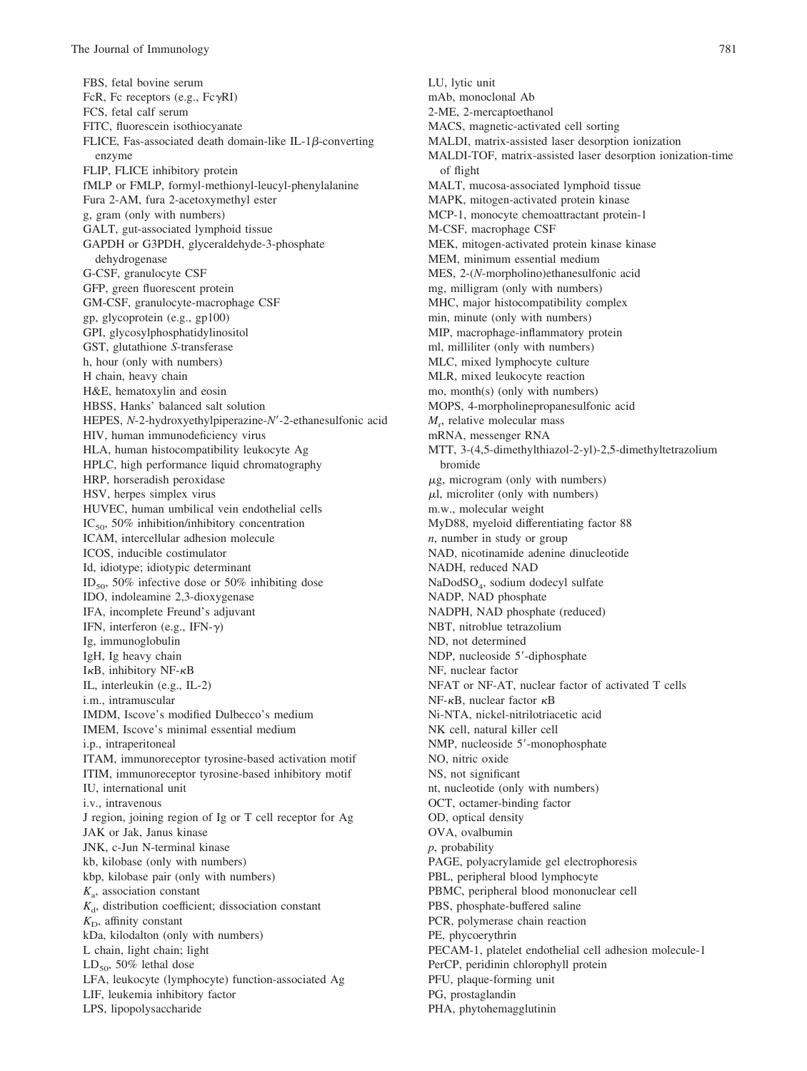FBS, fetal bovine serum
FcR, Fc receptors (e.g., Fc$\gamma$RI)
FCS, fetal calf serum
FITC, fluorescein isothiocyanate
FLICE, Fas-associated death domain-like IL-1$\beta$-converting enzyme
FLIP, FLICE inhibitory protein
fMLP or FMLP, formyl-methionyl-leucyl-phenylalanine
Fura 2-AM, fura 2-acetoxymethyl ester
g, gram (only with numbers)
GALT, gut-associated lymphoid tissue
GAPDH or G3PDH, glyceraldehyde-3-phosphate dehydrogenase
G-CSF, granulocyte CSF
GFP, green fluorescent protein
GM-CSF, granulocyte-macrophage CSF
gp, glycoprotein (e.g., gp100)
GPI, glycosylphosphatidylinositol
GST, glutathione *S*-transferase
h, hour (only with numbers)
H chain, heavy chain
H&E, hematoxylin and eosin
HBSS, Hanks' balanced salt solution
HEPES, *N*-2-hydroxyethylpiperazine-*N*′-2-ethanesulfonic acid
HIV, human immunodeficiency virus
HLA, human histocompatibility leukocyte Ag
HPLC, high performance liquid chromatography
HRP, horseradish peroxidase
HSV, herpes simplex virus
HUVEC, human umbilical vein endothelial cells
$IC_{50}$, 50% inhibition/inhibitory concentration
ICAM, intercellular adhesion molecule
ICOS, inducible costimulator
Id, idiotype; idiotypic determinant
$ID_{50}$, 50% infective dose or 50% inhibiting dose
IDO, indoleamine 2,3-dioxygenase
IFA, incomplete Freund's adjuvant
IFN, interferon (e.g., IFN-$\gamma$)
Ig, immunoglobulin
IgH, Ig heavy chain
I$\kappa$B, inhibitory NF-$\kappa$B
IL, interleukin (e.g., IL-2)
i.m., intramuscular
IMDM, Iscove's modified Dulbecco's medium
IMEM, Iscove's minimal essential medium
i.p., intraperitoneal
ITAM, immunoreceptor tyrosine-based activation motif
ITIM, immunoreceptor tyrosine-based inhibitory motif
IU, international unit
i.v., intravenous
J region, joining region of Ig or T cell receptor for Ag
JAK or Jak, Janus kinase
JNK, c-Jun N-terminal kinase
kb, kilobase (only with numbers)
kbp, kilobase pair (only with numbers)
$K_a$, association constant
$K_d$, distribution coefficient; dissociation constant
$K_D$, affinity constant
kDa, kilodalton (only with numbers)
L chain, light chain; light
$LD_{50}$, 50% lethal dose
LFA, leukocyte (lymphocyte) function-associated Ag
LIF, leukemia inhibitory factor
LPS, lipopolysaccharide
LU, lytic unit
mAb, monoclonal Ab
2-ME, 2-mercaptoethanol
MACS, magnetic-activated cell sorting
MALDI, matrix-assisted laser desorption ionization
MALDI-TOF, matrix-assisted laser desorption ionization-time of flight
MALT, mucosa-associated lymphoid tissue
MAPK, mitogen-activated protein kinase
MCP-1, monocyte chemoattractant protein-1
M-CSF, macrophage CSF
MEK, mitogen-activated protein kinase kinase
MEM, minimum essential medium
MES, 2-(*N*-morpholino)ethanesulfonic acid
mg, milligram (only with numbers)
MHC, major histocompatibility complex
min, minute (only with numbers)
MIP, macrophage-inflammatory protein
ml, milliliter (only with numbers)
MLC, mixed lymphocyte culture
MLR, mixed leukocyte reaction
mo, month(s) (only with numbers)
MOPS, 4-morpholinepropanesulfonic acid
$M_r$, relative molecular mass
mRNA, messenger RNA
MTT, 3-(4,5-dimethylthiazol-2-yl)-2,5-dimethyltetrazolium bromide
$\mu$g, microgram (only with numbers)
$\mu$l, microliter (only with numbers)
m.w., molecular weight
MyD88, myeloid differentiating factor 88
*n*, number in study or group
NAD, nicotinamide adenine dinucleotide
NADH, reduced NAD
$NaDodSO_4$, sodium dodecyl sulfate
NADP, NAD phosphate
NADPH, NAD phosphate (reduced)
NBT, nitroblue tetrazolium
ND, not determined
NDP, nucleoside 5′-diphosphate
NF, nuclear factor
NFAT or NF-AT, nuclear factor of activated T cells
NF-$\kappa$B, nuclear factor $\kappa$B
Ni-NTA, nickel-nitrilotriacetic acid
NK cell, natural killer cell
NMP, nucleoside 5′-monophosphate
NO, nitric oxide
NS, not significant
nt, nucleotide (only with numbers)
OCT, octamer-binding factor
OD, optical density
OVA, ovalbumin
*p*, probability
PAGE, polyacrylamide gel electrophoresis
PBL, peripheral blood lymphocyte
PBMC, peripheral blood mononuclear cell
PBS, phosphate-buffered saline
PCR, polymerase chain reaction
PE, phycoerythrin
PECAM-1, platelet endothelial cell adhesion molecule-1
PerCP, peridinin chlorophyll protein
PFU, plaque-forming unit
PG, prostaglandin
PHA, phytohemagglutinin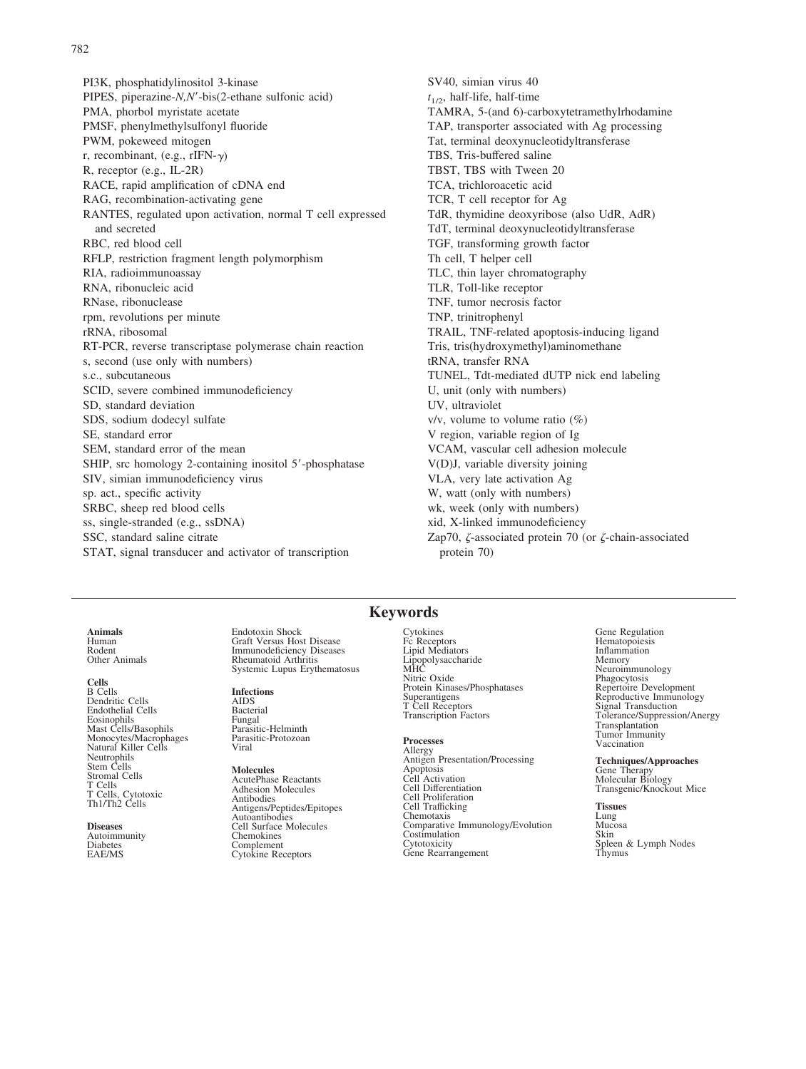PI3K, phosphatidylinositol 3-kinase
PIPES, piperazine-*N,N′*-bis(2-ethane sulfonic acid)
PMA, phorbol myristate acetate
PMSF, phenylmethylsulfonyl fluoride
PWM, pokeweed mitogen
r, recombinant, (e.g., rIFN-$\gamma$)
R, receptor (e.g., IL-2R)
RACE, rapid amplification of cDNA end
RAG, recombination-activating gene
RANTES, regulated upon activation, normal T cell expressed and secreted
RBC, red blood cell
RFLP, restriction fragment length polymorphism
RIA, radioimmunoassay
RNA, ribonucleic acid
RNase, ribonuclease
rpm, revolutions per minute
rRNA, ribosomal
RT-PCR, reverse transcriptase polymerase chain reaction
s, second (use only with numbers)
s.c., subcutaneous
SCID, severe combined immunodeficiency
SD, standard deviation
SDS, sodium dodecyl sulfate
SE, standard error
SEM, standard error of the mean
SHIP, src homology 2-containing inositol 5′-phosphatase
SIV, simian immunodeficiency virus
sp. act., specific activity
SRBC, sheep red blood cells
ss, single-stranded (e.g., ssDNA)
SSC, standard saline citrate
STAT, signal transducer and activator of transcription
SV40, simian virus 40
$t_{1/2}$, half-life, half-time
TAMRA, 5-(and 6)-carboxytetramethylrhodamine
TAP, transporter associated with Ag processing
Tat, terminal deoxynucleotidyltransferase
TBS, Tris-buffered saline
TBST, TBS with Tween 20
TCA, trichloroacetic acid
TCR, T cell receptor for Ag
TdR, thymidine deoxyribose (also UdR, AdR)
TdT, terminal deoxynucleotidyltransferase
TGF, transforming growth factor
Th cell, T helper cell
TLC, thin layer chromatography
TLR, Toll-like receptor
TNF, tumor necrosis factor
TNP, trinitrophenyl
TRAIL, TNF-related apoptosis-inducing ligand
Tris, tris(hydroxymethyl)aminomethane
tRNA, transfer RNA
TUNEL, Tdt-mediated dUTP nick end labeling
U, unit (only with numbers)
UV, ultraviolet
v/v, volume to volume ratio (%)
V region, variable region of Ig
VCAM, vascular cell adhesion molecule
V(D)J, variable diversity joining
VLA, very late activation Ag
W, watt (only with numbers)
wk, week (only with numbers)
xid, X-linked immunodeficiency
Zap70, $\zeta$-associated protein 70 (or $\zeta$-chain-associated protein 70)

## Keywords

**Animals**
Human
Rodent
Other Animals

**Cells**
B Cells
Dendritic Cells
Endothelial Cells
Eosinophils
Mast Cells/Basophils
Monocytes/Macrophages
Natural Killer Cells
Neutrophils
Stem Cells
Stromal Cells
T Cells
T Cells, Cytotoxic
Th1/Th2 Cells

**Diseases**
Autoimmunity
Diabetes
EAE/MS
Endotoxin Shock
Graft Versus Host Disease
Immunodeficiency Diseases
Rheumatoid Arthritis
Systemic Lupus Erythematosus

**Infections**
AIDS
Bacterial
Fungal
Parasitic-Helminth
Parasitic-Protozoan
Viral

**Molecules**
AcutePhase Reactants
Adhesion Molecules
Antibodies
Antigens/Peptides/Epitopes
Autoantibodies
Cell Surface Molecules
Chemokines
Complement
Cytokine Receptors
Cytokines
Fc Receptors
Lipid Mediators
Lipopolysaccharide
MHC
Nitric Oxide
Protein Kinases/Phosphatases
Superantigens
T Cell Receptors
Transcription Factors

**Processes**
Allergy
Antigen Presentation/Processing
Apoptosis
Cell Activation
Cell Differentiation
Cell Proliferation
Cell Trafficking
Chemotaxis
Comparative Immunology/Evolution
Costimulation
Cytotoxicity
Gene Rearrangement
Gene Regulation
Hematopoiesis
Inflammation
Memory
Neuroimmunology
Phagocytosis
Repertoire Development
Reproductive Immunology
Signal Transduction
Tolerance/Suppression/Anergy
Transplantation
Tumor Immunity
Vaccination

**Techniques/Approaches**
Gene Therapy
Molecular Biology
Transgenic/Knockout Mice

**Tissues**
Lung
Mucosa
Skin
Spleen & Lymph Nodes
Thymus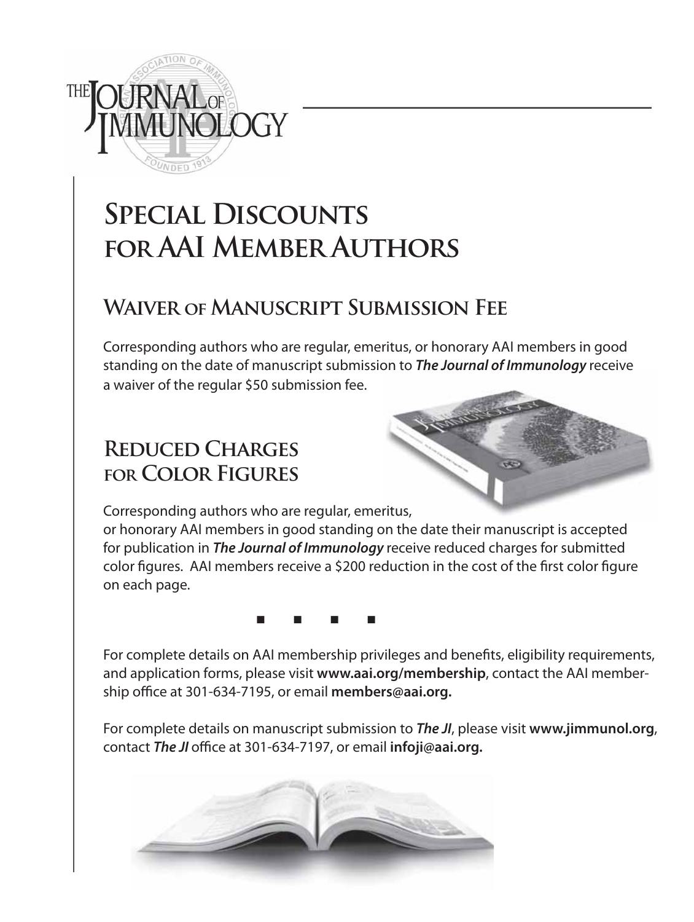# Special Discounts for AAI Member Authors

## Waiver of Manuscript Submission Fee

Corresponding authors who are regular, emeritus, or honorary AAI members in good standing on the date of manuscript submission to ***The Journal of Immunology*** receive a waiver of the regular $50 submission fee.

## Reduced Charges for Color Figures

Corresponding authors who are regular, emeritus, or honorary AAI members in good standing on the date their manuscript is accepted for publication in ***The Journal of Immunology*** receive reduced charges for submitted color figures. AAI members receive a $200 reduction in the cost of the first color figure on each page.

■ ■ ■ ■

For complete details on AAI membership privileges and benefits, eligibility requirements, and application forms, please visit **www.aai.org/membership**, contact the AAI membership office at 301-634-7195, or email **members@aai.org.**

For complete details on manuscript submission to ***The JI***, please visit **www.jimmunol.org**, contact ***The JI*** office at 301-634-7197, or email **infoji@aai.org.**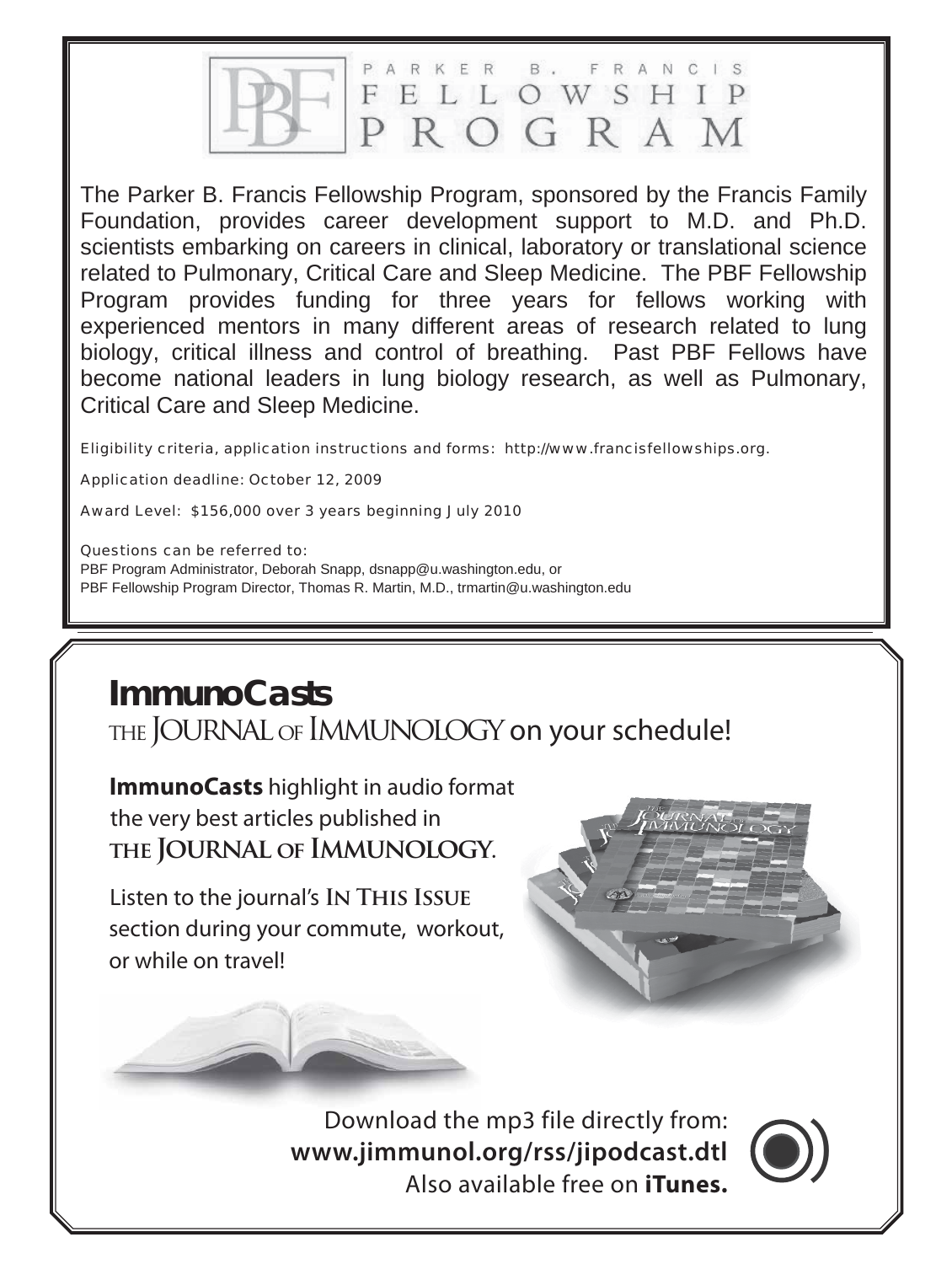# PARKER B. FRANCIS FELLOWSHIP PROGRAM

The Parker B. Francis Fellowship Program, sponsored by the Francis Family Foundation, provides career development support to M.D. and Ph.D. scientists embarking on careers in clinical, laboratory or translational science related to Pulmonary, Critical Care and Sleep Medicine. The PBF Fellowship Program provides funding for three years for fellows working with experienced mentors in many different areas of research related to lung biology, critical illness and control of breathing. Past PBF Fellows have become national leaders in lung biology research, as well as Pulmonary, Critical Care and Sleep Medicine.

Eligibility criteria, application instructions and forms: http://www.francisfellowships.org.

Application deadline: October 12, 2009

Award Level: $156,000 over 3 years beginning July 2010

Questions can be referred to:
PBF Program Administrator, Deborah Snapp, dsnapp@u.washington.edu, or
PBF Fellowship Program Director, Thomas R. Martin, M.D., trmartin@u.washington.edu

# ImmunoCasts

## THE JOURNAL OF IMMUNOLOGY on your schedule!

**ImmunoCasts** highlight in audio format the very best articles published in **THE JOURNAL OF IMMUNOLOGY**.

Listen to the journal's **IN THIS ISSUE** section during your commute, workout, or while on travel!

Download the mp3 file directly from:
**www.jimmunol.org/rss/jipodcast.dtl**
Also available free on **iTunes.**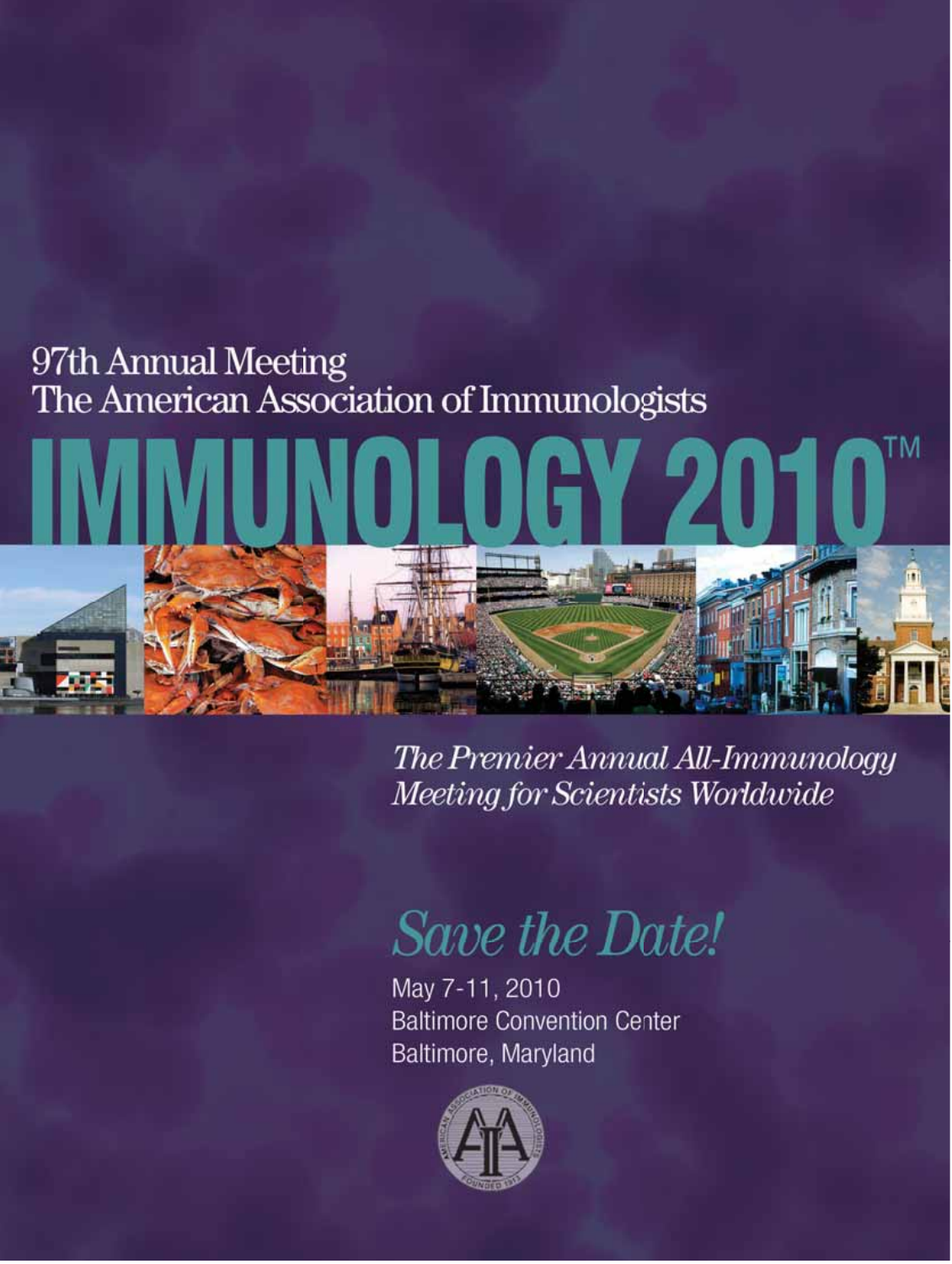97th Annual Meeting
The American Association of Immunologists

# IMMUNOLOGY 2010™

*The Premier Annual All-Immunology Meeting for Scientists Worldwide*

## *Save the Date!*

May 7-11, 2010
Baltimore Convention Center
Baltimore, Maryland